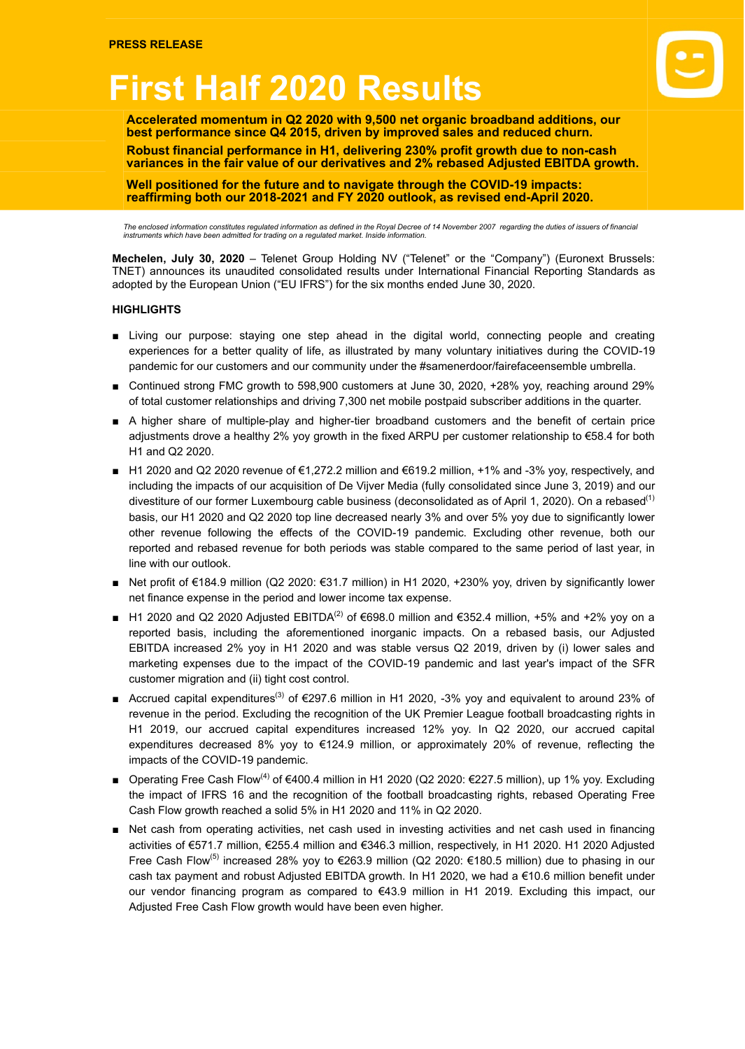PRESS RELEASE

# First Half 2020 Results

**Accelerated momentum in Q2 2020 with 9,500 net organic broadband additions, our best performance since Q4 2015, driven by improved sales and reduced churn.**

**Robust financial performance in H1, delivering 230% profit growth due to non-cash variances in the fair value of our derivatives and 2% rebased Adjusted EBITDA growth.**

**Well positioned for the future and to navigate through the COVID-19 impacts: reaffirming both our 2018-2021 and FY 2020 outlook, as revised end-April 2020.**

*The enclosed information constitutes regulated information as defined in the Royal Decree of 14 November 2007 regarding the duties of issuers of financial instruments which have been admitted for trading on a regulated market. Inside information.*

**Mechelen, July 30, 2020** – Telenet Group Holding NV ("Telenet" or the "Company") (Euronext Brussels: TNET) announces its unaudited consolidated results under International Financial Reporting Standards as adopted by the European Union ("EU IFRS") for the six months ended June 30, 2020.

**HIGHLIGHTS**

- Living our purpose: staying one step ahead in the digital world, connecting people and creating experiences for a better quality of life, as illustrated by many voluntary initiatives during the COVID-19 pandemic for our customers and our community under the #samenerdoor/fairefaceensemble umbrella.
- Continued strong FMC growth to 598,900 customers at June 30, 2020, +28% yoy, reaching around 29% of total customer relationships and driving 7,300 net mobile postpaid subscriber additions in the quarter.
- A higher share of multiple-play and higher-tier broadband customers and the benefit of certain price adjustments drove a healthy 2% yoy growth in the fixed ARPU per customer relationship to €58.4 for both H1 and Q2 2020.
- H1 2020 and Q2 2020 revenue of €1,272.2 million and €619.2 million, +1% and -3% yoy, respectively, and including the impacts of our acquisition of De Vijver Media (fully consolidated since June 3, 2019) and our divestiture of our former Luxembourg cable business (deconsolidated as of April 1, 2020). On a rebased[1] basis, our H1 2020 and Q2 2020 top line decreased nearly 3% and over 5% yoy due to significantly lower other revenue following the effects of the COVID-19 pandemic. Excluding other revenue, both our reported and rebased revenue for both periods was stable compared to the same period of last year, in line with our outlook.
- Net profit of €184.9 million (Q2 2020: €31.7 million) in H1 2020, +230% yoy, driven by significantly lower net finance expense in the period and lower income tax expense.
- H1 2020 and Q2 2020 Adjusted EBITDA[2] of €698.0 million and €352.4 million, +5% and +2% yoy on a reported basis, including the aforementioned inorganic impacts. On a rebased basis, our Adjusted EBITDA increased 2% yoy in H1 2020 and was stable versus Q2 2019, driven by (i) lower sales and marketing expenses due to the impact of the COVID-19 pandemic and last year's impact of the SFR customer migration and (ii) tight cost control.
- Accrued capital expenditures[3] of €297.6 million in H1 2020, -3% yoy and equivalent to around 23% of revenue in the period. Excluding the recognition of the UK Premier League football broadcasting rights in H1 2019, our accrued capital expenditures increased 12% yoy. In Q2 2020, our accrued capital expenditures decreased 8% yoy to €124.9 million, or approximately 20% of revenue, reflecting the impacts of the COVID-19 pandemic.
- Operating Free Cash Flow[4] of €400.4 million in H1 2020 (Q2 2020: €227.5 million), up 1% yoy. Excluding the impact of IFRS 16 and the recognition of the football broadcasting rights, rebased Operating Free Cash Flow growth reached a solid 5% in H1 2020 and 11% in Q2 2020.
- Net cash from operating activities, net cash used in investing activities and net cash used in financing activities of €571.7 million, €255.4 million and €346.3 million, respectively, in H1 2020. H1 2020 Adjusted Free Cash Flow[5] increased 28% yoy to €263.9 million (Q2 2020: €180.5 million) due to phasing in our cash tax payment and robust Adjusted EBITDA growth. In H1 2020, we had a €10.6 million benefit under our vendor financing program as compared to €43.9 million in H1 2019. Excluding this impact, our Adjusted Free Cash Flow growth would have been even higher.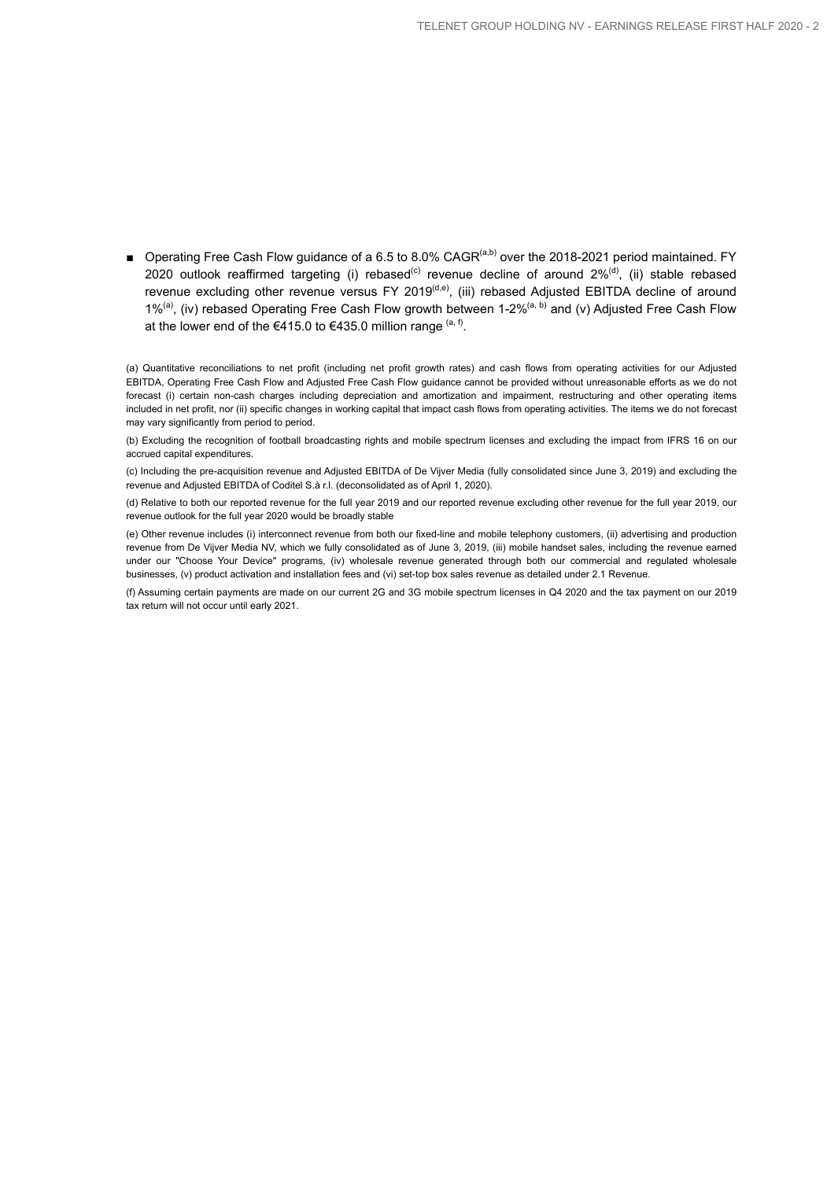- Operating Free Cash Flow guidance of a 6.5 to 8.0% CAGR[a,b] over the 2018-2021 period maintained. FY 2020 outlook reaffirmed targeting (i) rebased[c] revenue decline of around 2%[d], (ii) stable rebased revenue excluding other revenue versus FY 2019[d,e], (iii) rebased Adjusted EBITDA decline of around 1%[a], (iv) rebased Operating Free Cash Flow growth between 1-2%[a, b] and (v) Adjusted Free Cash Flow at the lower end of the €415.0 to €435.0 million range [a, f].

(a) Quantitative reconciliations to net profit (including net profit growth rates) and cash flows from operating activities for our Adjusted EBITDA, Operating Free Cash Flow and Adjusted Free Cash Flow guidance cannot be provided without unreasonable efforts as we do not forecast (i) certain non-cash charges including depreciation and amortization and impairment, restructuring and other operating items included in net profit, nor (ii) specific changes in working capital that impact cash flows from operating activities. The items we do not forecast may vary significantly from period to period.

(b) Excluding the recognition of football broadcasting rights and mobile spectrum licenses and excluding the impact from IFRS 16 on our accrued capital expenditures.

(c) Including the pre-acquisition revenue and Adjusted EBITDA of De Vijver Media (fully consolidated since June 3, 2019) and excluding the revenue and Adjusted EBITDA of Coditel S.à r.l. (deconsolidated as of April 1, 2020).

(d) Relative to both our reported revenue for the full year 2019 and our reported revenue excluding other revenue for the full year 2019, our revenue outlook for the full year 2020 would be broadly stable

(e) Other revenue includes (i) interconnect revenue from both our fixed-line and mobile telephony customers, (ii) advertising and production revenue from De Vijver Media NV, which we fully consolidated as of June 3, 2019, (iii) mobile handset sales, including the revenue earned under our "Choose Your Device" programs, (iv) wholesale revenue generated through both our commercial and regulated wholesale businesses, (v) product activation and installation fees and (vi) set-top box sales revenue as detailed under 2.1 Revenue.

(f) Assuming certain payments are made on our current 2G and 3G mobile spectrum licenses in Q4 2020 and the tax payment on our 2019 tax return will not occur until early 2021.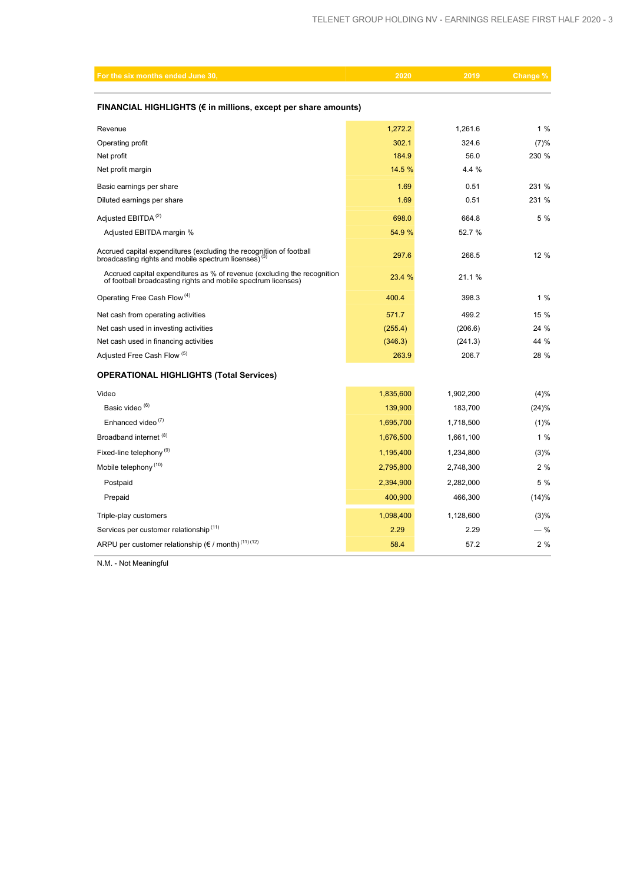| For the six months ended June 30, | 2020 | 2019 | Change % |
|---|---|---|---|
| **FINANCIAL HIGHLIGHTS (€ in millions, except per share amounts)** | | | |
| Revenue | 1,272.2 | 1,261.6 | 1 % |
| Operating profit | 302.1 | 324.6 | (7)% |
| Net profit | 184.9 | 56.0 | 230 % |
| Net profit margin | 14.5 % | 4.4 % | |
| Basic earnings per share | 1.69 | 0.51 | 231 % |
| Diluted earnings per share | 1.69 | 0.51 | 231 % |
| Adjusted EBITDA [(2)] | 698.0 | 664.8 | 5 % |
| Adjusted EBITDA margin % | 54.9 % | 52.7 % | |
| Accrued capital expenditures (excluding the recognition of football broadcasting rights and mobile spectrum licenses) [(3)] | 297.6 | 266.5 | 12 % |
| Accrued capital expenditures as % of revenue (excluding the recognition of football broadcasting rights and mobile spectrum licenses) | 23.4 % | 21.1 % | |
| Operating Free Cash Flow [(4)] | 400.4 | 398.3 | 1 % |
| Net cash from operating activities | 571.7 | 499.2 | 15 % |
| Net cash used in investing activities | (255.4) | (206.6) | 24 % |
| Net cash used in financing activities | (346.3) | (241.3) | 44 % |
| Adjusted Free Cash Flow [(5)] | 263.9 | 206.7 | 28 % |
| **OPERATIONAL HIGHLIGHTS (Total Services)** | | | |
| Video | 1,835,600 | 1,902,200 | (4)% |
| Basic video [(6)] | 139,900 | 183,700 | (24)% |
| Enhanced video [(7)] | 1,695,700 | 1,718,500 | (1)% |
| Broadband internet [(8)] | 1,676,500 | 1,661,100 | 1 % |
| Fixed-line telephony [(9)] | 1,195,400 | 1,234,800 | (3)% |
| Mobile telephony [(10)] | 2,795,800 | 2,748,300 | 2 % |
| Postpaid | 2,394,900 | 2,282,000 | 5 % |
| Prepaid | 400,900 | 466,300 | (14)% |
| Triple-play customers | 1,098,400 | 1,128,600 | (3)% |
| Services per customer relationship [(11)] | 2.29 | 2.29 | — % |
| ARPU per customer relationship (€ / month) [(11)] [(12)] | 58.4 | 57.2 | 2 % |

N.M. - Not Meaningful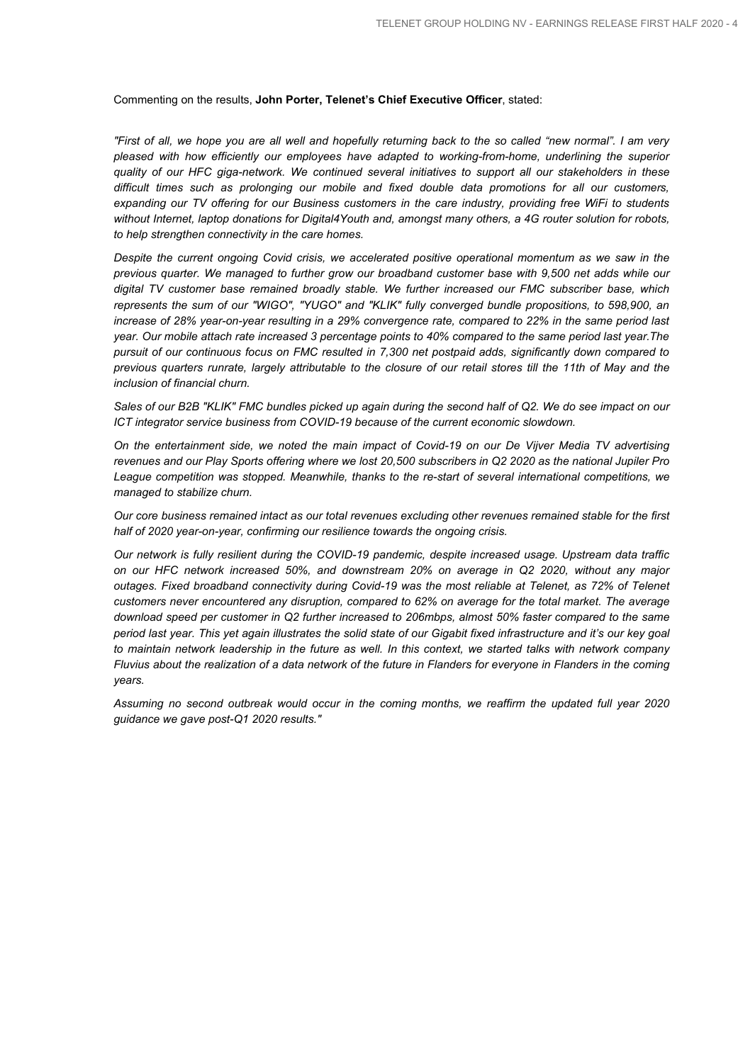Commenting on the results, **John Porter, Telenet's Chief Executive Officer**, stated:

*"First of all, we hope you are all well and hopefully returning back to the so called "new normal". I am very pleased with how efficiently our employees have adapted to working-from-home, underlining the superior quality of our HFC giga-network. We continued several initiatives to support all our stakeholders in these difficult times such as prolonging our mobile and fixed double data promotions for all our customers, expanding our TV offering for our Business customers in the care industry, providing free WiFi to students without Internet, laptop donations for Digital4Youth and, amongst many others, a 4G router solution for robots, to help strengthen connectivity in the care homes.*

*Despite the current ongoing Covid crisis, we accelerated positive operational momentum as we saw in the previous quarter. We managed to further grow our broadband customer base with 9,500 net adds while our digital TV customer base remained broadly stable. We further increased our FMC subscriber base, which represents the sum of our "WIGO", "YUGO" and "KLIK" fully converged bundle propositions, to 598,900, an increase of 28% year-on-year resulting in a 29% convergence rate, compared to 22% in the same period last year. Our mobile attach rate increased 3 percentage points to 40% compared to the same period last year.The pursuit of our continuous focus on FMC resulted in 7,300 net postpaid adds, significantly down compared to previous quarters runrate, largely attributable to the closure of our retail stores till the 11th of May and the inclusion of financial churn.*

*Sales of our B2B "KLIK" FMC bundles picked up again during the second half of Q2. We do see impact on our ICT integrator service business from COVID-19 because of the current economic slowdown.*

*On the entertainment side, we noted the main impact of Covid-19 on our De Vijver Media TV advertising revenues and our Play Sports offering where we lost 20,500 subscribers in Q2 2020 as the national Jupiler Pro League competition was stopped. Meanwhile, thanks to the re-start of several international competitions, we managed to stabilize churn.*

*Our core business remained intact as our total revenues excluding other revenues remained stable for the first half of 2020 year-on-year, confirming our resilience towards the ongoing crisis.*

*Our network is fully resilient during the COVID-19 pandemic, despite increased usage. Upstream data traffic on our HFC network increased 50%, and downstream 20% on average in Q2 2020, without any major outages. Fixed broadband connectivity during Covid-19 was the most reliable at Telenet, as 72% of Telenet customers never encountered any disruption, compared to 62% on average for the total market. The average download speed per customer in Q2 further increased to 206mbps, almost 50% faster compared to the same period last year. This yet again illustrates the solid state of our Gigabit fixed infrastructure and it's our key goal to maintain network leadership in the future as well. In this context, we started talks with network company Fluvius about the realization of a data network of the future in Flanders for everyone in Flanders in the coming years.*

*Assuming no second outbreak would occur in the coming months, we reaffirm the updated full year 2020 guidance we gave post-Q1 2020 results."*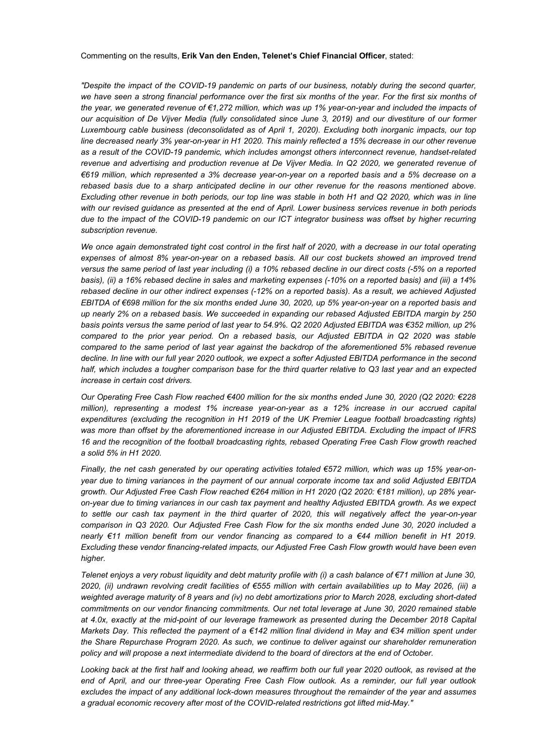Commenting on the results, **Erik Van den Enden, Telenet's Chief Financial Officer**, stated:

*"Despite the impact of the COVID-19 pandemic on parts of our business, notably during the second quarter, we have seen a strong financial performance over the first six months of the year. For the first six months of the year, we generated revenue of €1,272 million, which was up 1% year-on-year and included the impacts of our acquisition of De Vijver Media (fully consolidated since June 3, 2019) and our divestiture of our former Luxembourg cable business (deconsolidated as of April 1, 2020). Excluding both inorganic impacts, our top line decreased nearly 3% year-on-year in H1 2020. This mainly reflected a 15% decrease in our other revenue as a result of the COVID-19 pandemic, which includes amongst others interconnect revenue, handset-related revenue and advertising and production revenue at De Vijver Media. In Q2 2020, we generated revenue of €619 million, which represented a 3% decrease year-on-year on a reported basis and a 5% decrease on a rebased basis due to a sharp anticipated decline in our other revenue for the reasons mentioned above. Excluding other revenue in both periods, our top line was stable in both H1 and Q2 2020, which was in line with our revised guidance as presented at the end of April. Lower business services revenue in both periods due to the impact of the COVID-19 pandemic on our ICT integrator business was offset by higher recurring subscription revenue.*

*We once again demonstrated tight cost control in the first half of 2020, with a decrease in our total operating expenses of almost 8% year-on-year on a rebased basis. All our cost buckets showed an improved trend versus the same period of last year including (i) a 10% rebased decline in our direct costs (-5% on a reported basis), (ii) a 16% rebased decline in sales and marketing expenses (-10% on a reported basis) and (iii) a 14% rebased decline in our other indirect expenses (-12% on a reported basis). As a result, we achieved Adjusted EBITDA of €698 million for the six months ended June 30, 2020, up 5% year-on-year on a reported basis and up nearly 2% on a rebased basis. We succeeded in expanding our rebased Adjusted EBITDA margin by 250 basis points versus the same period of last year to 54.9%. Q2 2020 Adjusted EBITDA was €352 million, up 2% compared to the prior year period. On a rebased basis, our Adjusted EBITDA in Q2 2020 was stable compared to the same period of last year against the backdrop of the aforementioned 5% rebased revenue decline. In line with our full year 2020 outlook, we expect a softer Adjusted EBITDA performance in the second half, which includes a tougher comparison base for the third quarter relative to Q3 last year and an expected increase in certain cost drivers.*

*Our Operating Free Cash Flow reached €400 million for the six months ended June 30, 2020 (Q2 2020: €228 million), representing a modest 1% increase year-on-year as a 12% increase in our accrued capital expenditures (excluding the recognition in H1 2019 of the UK Premier League football broadcasting rights) was more than offset by the aforementioned increase in our Adjusted EBITDA. Excluding the impact of IFRS 16 and the recognition of the football broadcasting rights, rebased Operating Free Cash Flow growth reached a solid 5% in H1 2020.*

*Finally, the net cash generated by our operating activities totaled €572 million, which was up 15% year-on-year due to timing variances in the payment of our annual corporate income tax and solid Adjusted EBITDA growth. Our Adjusted Free Cash Flow reached €264 million in H1 2020 (Q2 2020: €181 million), up 28% year-on-year due to timing variances in our cash tax payment and healthy Adjusted EBITDA growth. As we expect to settle our cash tax payment in the third quarter of 2020, this will negatively affect the year-on-year comparison in Q3 2020. Our Adjusted Free Cash Flow for the six months ended June 30, 2020 included a nearly €11 million benefit from our vendor financing as compared to a €44 million benefit in H1 2019. Excluding these vendor financing-related impacts, our Adjusted Free Cash Flow growth would have been even higher.*

*Telenet enjoys a very robust liquidity and debt maturity profile with (i) a cash balance of €71 million at June 30, 2020, (ii) undrawn revolving credit facilities of €555 million with certain availabilities up to May 2026, (iii) a weighted average maturity of 8 years and (iv) no debt amortizations prior to March 2028, excluding short-dated commitments on our vendor financing commitments. Our net total leverage at June 30, 2020 remained stable at 4.0x, exactly at the mid-point of our leverage framework as presented during the December 2018 Capital Markets Day. This reflected the payment of a €142 million final dividend in May and €34 million spent under the Share Repurchase Program 2020. As such, we continue to deliver against our shareholder remuneration policy and will propose a next intermediate dividend to the board of directors at the end of October.*

*Looking back at the first half and looking ahead, we reaffirm both our full year 2020 outlook, as revised at the end of April, and our three-year Operating Free Cash Flow outlook. As a reminder, our full year outlook excludes the impact of any additional lock-down measures throughout the remainder of the year and assumes a gradual economic recovery after most of the COVID-related restrictions got lifted mid-May."*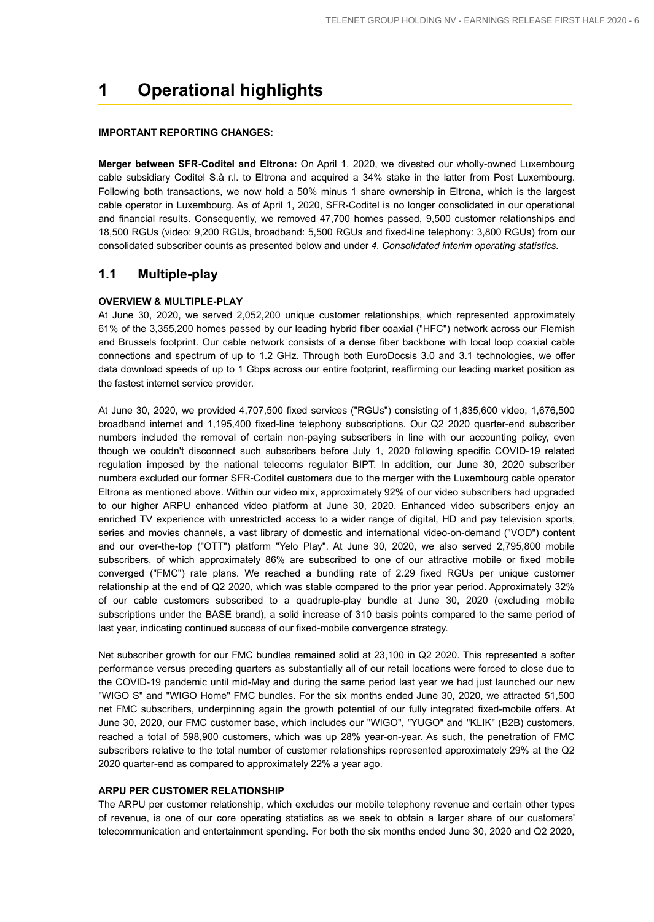# 1 Operational highlights

**IMPORTANT REPORTING CHANGES:**

**Merger between SFR-Coditel and Eltrona:** On April 1, 2020, we divested our wholly-owned Luxembourg cable subsidiary Coditel S.à r.l. to Eltrona and acquired a 34% stake in the latter from Post Luxembourg. Following both transactions, we now hold a 50% minus 1 share ownership in Eltrona, which is the largest cable operator in Luxembourg. As of April 1, 2020, SFR-Coditel is no longer consolidated in our operational and financial results. Consequently, we removed 47,700 homes passed, 9,500 customer relationships and 18,500 RGUs (video: 9,200 RGUs, broadband: 5,500 RGUs and fixed-line telephony: 3,800 RGUs) from our consolidated subscriber counts as presented below and under *4. Consolidated interim operating statistics*.

## 1.1 Multiple-play

**OVERVIEW & MULTIPLE-PLAY**

At June 30, 2020, we served 2,052,200 unique customer relationships, which represented approximately 61% of the 3,355,200 homes passed by our leading hybrid fiber coaxial ("HFC") network across our Flemish and Brussels footprint. Our cable network consists of a dense fiber backbone with local loop coaxial cable connections and spectrum of up to 1.2 GHz. Through both EuroDocsis 3.0 and 3.1 technologies, we offer data download speeds of up to 1 Gbps across our entire footprint, reaffirming our leading market position as the fastest internet service provider.

At June 30, 2020, we provided 4,707,500 fixed services ("RGUs") consisting of 1,835,600 video, 1,676,500 broadband internet and 1,195,400 fixed-line telephony subscriptions. Our Q2 2020 quarter-end subscriber numbers included the removal of certain non-paying subscribers in line with our accounting policy, even though we couldn't disconnect such subscribers before July 1, 2020 following specific COVID-19 related regulation imposed by the national telecoms regulator BIPT. In addition, our June 30, 2020 subscriber numbers excluded our former SFR-Coditel customers due to the merger with the Luxembourg cable operator Eltrona as mentioned above. Within our video mix, approximately 92% of our video subscribers had upgraded to our higher ARPU enhanced video platform at June 30, 2020. Enhanced video subscribers enjoy an enriched TV experience with unrestricted access to a wider range of digital, HD and pay television sports, series and movies channels, a vast library of domestic and international video-on-demand ("VOD") content and our over-the-top ("OTT") platform "Yelo Play". At June 30, 2020, we also served 2,795,800 mobile subscribers, of which approximately 86% are subscribed to one of our attractive mobile or fixed mobile converged ("FMC") rate plans. We reached a bundling rate of 2.29 fixed RGUs per unique customer relationship at the end of Q2 2020, which was stable compared to the prior year period. Approximately 32% of our cable customers subscribed to a quadruple-play bundle at June 30, 2020 (excluding mobile subscriptions under the BASE brand), a solid increase of 310 basis points compared to the same period of last year, indicating continued success of our fixed-mobile convergence strategy.

Net subscriber growth for our FMC bundles remained solid at 23,100 in Q2 2020. This represented a softer performance versus preceding quarters as substantially all of our retail locations were forced to close due to the COVID-19 pandemic until mid-May and during the same period last year we had just launched our new "WIGO S" and "WIGO Home" FMC bundles. For the six months ended June 30, 2020, we attracted 51,500 net FMC subscribers, underpinning again the growth potential of our fully integrated fixed-mobile offers. At June 30, 2020, our FMC customer base, which includes our "WIGO", "YUGO" and "KLIK" (B2B) customers, reached a total of 598,900 customers, which was up 28% year-on-year. As such, the penetration of FMC subscribers relative to the total number of customer relationships represented approximately 29% at the Q2 2020 quarter-end as compared to approximately 22% a year ago.

**ARPU PER CUSTOMER RELATIONSHIP**

The ARPU per customer relationship, which excludes our mobile telephony revenue and certain other types of revenue, is one of our core operating statistics as we seek to obtain a larger share of our customers' telecommunication and entertainment spending. For both the six months ended June 30, 2020 and Q2 2020,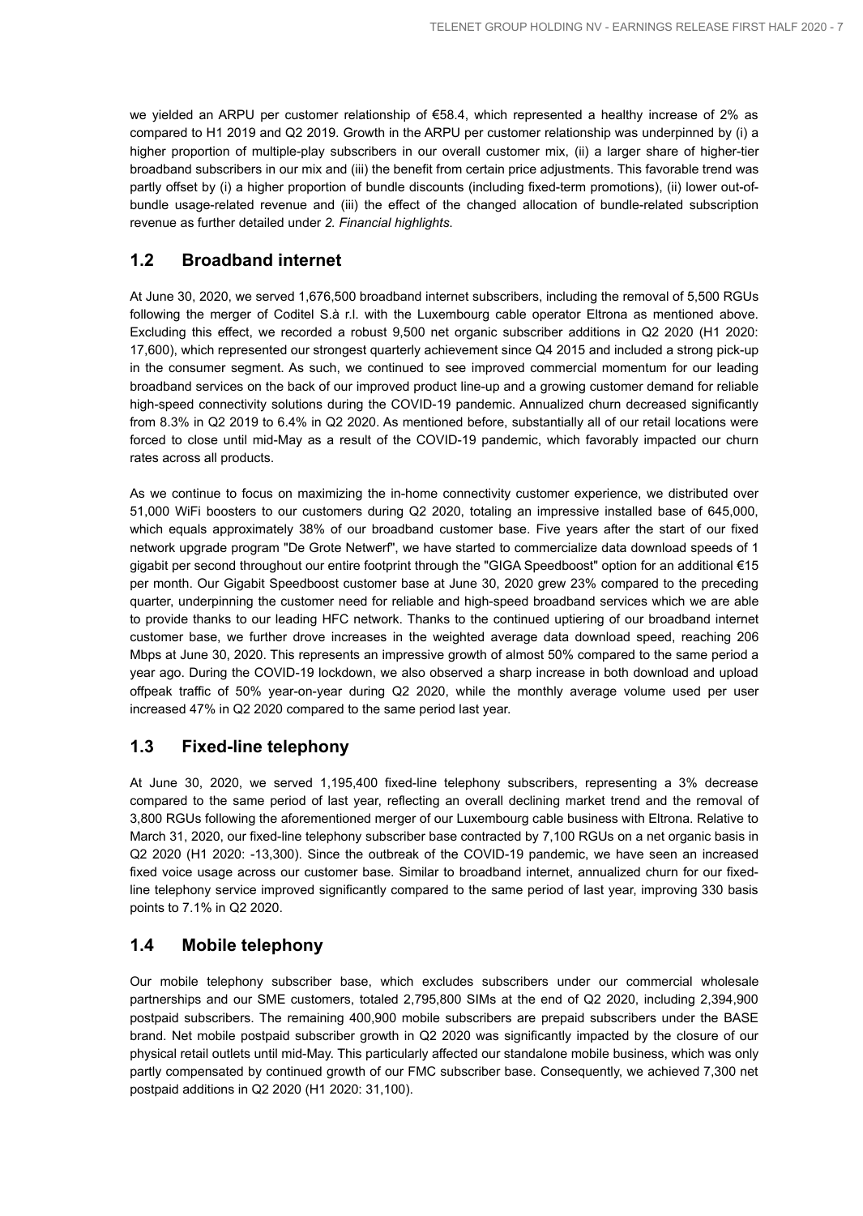we yielded an ARPU per customer relationship of €58.4, which represented a healthy increase of 2% as compared to H1 2019 and Q2 2019. Growth in the ARPU per customer relationship was underpinned by (i) a higher proportion of multiple-play subscribers in our overall customer mix, (ii) a larger share of higher-tier broadband subscribers in our mix and (iii) the benefit from certain price adjustments. This favorable trend was partly offset by (i) a higher proportion of bundle discounts (including fixed-term promotions), (ii) lower out-of-bundle usage-related revenue and (iii) the effect of the changed allocation of bundle-related subscription revenue as further detailed under *2. Financial highlights*.

## 1.2 Broadband internet

At June 30, 2020, we served 1,676,500 broadband internet subscribers, including the removal of 5,500 RGUs following the merger of Coditel S.à r.l. with the Luxembourg cable operator Eltrona as mentioned above. Excluding this effect, we recorded a robust 9,500 net organic subscriber additions in Q2 2020 (H1 2020: 17,600), which represented our strongest quarterly achievement since Q4 2015 and included a strong pick-up in the consumer segment. As such, we continued to see improved commercial momentum for our leading broadband services on the back of our improved product line-up and a growing customer demand for reliable high-speed connectivity solutions during the COVID-19 pandemic. Annualized churn decreased significantly from 8.3% in Q2 2019 to 6.4% in Q2 2020. As mentioned before, substantially all of our retail locations were forced to close until mid-May as a result of the COVID-19 pandemic, which favorably impacted our churn rates across all products.

As we continue to focus on maximizing the in-home connectivity customer experience, we distributed over 51,000 WiFi boosters to our customers during Q2 2020, totaling an impressive installed base of 645,000, which equals approximately 38% of our broadband customer base. Five years after the start of our fixed network upgrade program "De Grote Netwerf", we have started to commercialize data download speeds of 1 gigabit per second throughout our entire footprint through the "GIGA Speedboost" option for an additional €15 per month. Our Gigabit Speedboost customer base at June 30, 2020 grew 23% compared to the preceding quarter, underpinning the customer need for reliable and high-speed broadband services which we are able to provide thanks to our leading HFC network. Thanks to the continued uptiering of our broadband internet customer base, we further drove increases in the weighted average data download speed, reaching 206 Mbps at June 30, 2020. This represents an impressive growth of almost 50% compared to the same period a year ago. During the COVID-19 lockdown, we also observed a sharp increase in both download and upload offpeak traffic of 50% year-on-year during Q2 2020, while the monthly average volume used per user increased 47% in Q2 2020 compared to the same period last year.

## 1.3 Fixed-line telephony

At June 30, 2020, we served 1,195,400 fixed-line telephony subscribers, representing a 3% decrease compared to the same period of last year, reflecting an overall declining market trend and the removal of 3,800 RGUs following the aforementioned merger of our Luxembourg cable business with Eltrona. Relative to March 31, 2020, our fixed-line telephony subscriber base contracted by 7,100 RGUs on a net organic basis in Q2 2020 (H1 2020: -13,300). Since the outbreak of the COVID-19 pandemic, we have seen an increased fixed voice usage across our customer base. Similar to broadband internet, annualized churn for our fixed-line telephony service improved significantly compared to the same period of last year, improving 330 basis points to 7.1% in Q2 2020.

## 1.4 Mobile telephony

Our mobile telephony subscriber base, which excludes subscribers under our commercial wholesale partnerships and our SME customers, totaled 2,795,800 SIMs at the end of Q2 2020, including 2,394,900 postpaid subscribers. The remaining 400,900 mobile subscribers are prepaid subscribers under the BASE brand. Net mobile postpaid subscriber growth in Q2 2020 was significantly impacted by the closure of our physical retail outlets until mid-May. This particularly affected our standalone mobile business, which was only partly compensated by continued growth of our FMC subscriber base. Consequently, we achieved 7,300 net postpaid additions in Q2 2020 (H1 2020: 31,100).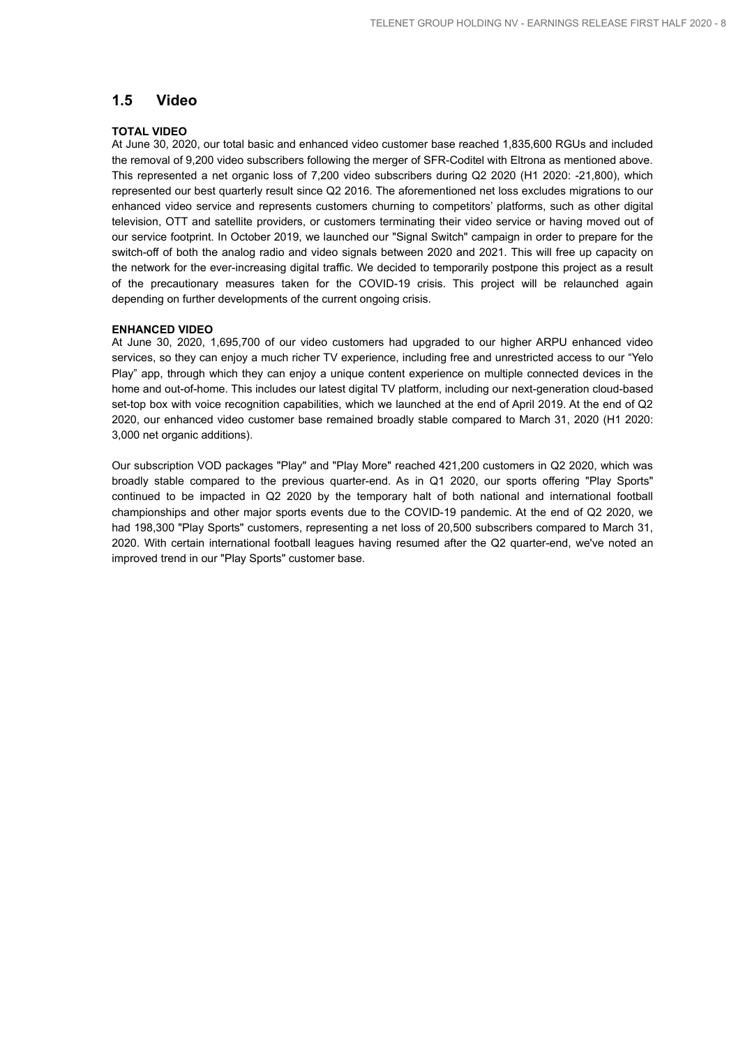## 1.5 Video

**TOTAL VIDEO**

At June 30, 2020, our total basic and enhanced video customer base reached 1,835,600 RGUs and included the removal of 9,200 video subscribers following the merger of SFR-Coditel with Eltrona as mentioned above. This represented a net organic loss of 7,200 video subscribers during Q2 2020 (H1 2020: -21,800), which represented our best quarterly result since Q2 2016. The aforementioned net loss excludes migrations to our enhanced video service and represents customers churning to competitors' platforms, such as other digital television, OTT and satellite providers, or customers terminating their video service or having moved out of our service footprint. In October 2019, we launched our "Signal Switch" campaign in order to prepare for the switch-off of both the analog radio and video signals between 2020 and 2021. This will free up capacity on the network for the ever-increasing digital traffic. We decided to temporarily postpone this project as a result of the precautionary measures taken for the COVID-19 crisis. This project will be relaunched again depending on further developments of the current ongoing crisis.

**ENHANCED VIDEO**

At June 30, 2020, 1,695,700 of our video customers had upgraded to our higher ARPU enhanced video services, so they can enjoy a much richer TV experience, including free and unrestricted access to our "Yelo Play" app, through which they can enjoy a unique content experience on multiple connected devices in the home and out-of-home. This includes our latest digital TV platform, including our next-generation cloud-based set-top box with voice recognition capabilities, which we launched at the end of April 2019. At the end of Q2 2020, our enhanced video customer base remained broadly stable compared to March 31, 2020 (H1 2020: 3,000 net organic additions).

Our subscription VOD packages "Play" and "Play More" reached 421,200 customers in Q2 2020, which was broadly stable compared to the previous quarter-end. As in Q1 2020, our sports offering "Play Sports" continued to be impacted in Q2 2020 by the temporary halt of both national and international football championships and other major sports events due to the COVID-19 pandemic. At the end of Q2 2020, we had 198,300 "Play Sports" customers, representing a net loss of 20,500 subscribers compared to March 31, 2020. With certain international football leagues having resumed after the Q2 quarter-end, we've noted an improved trend in our "Play Sports" customer base.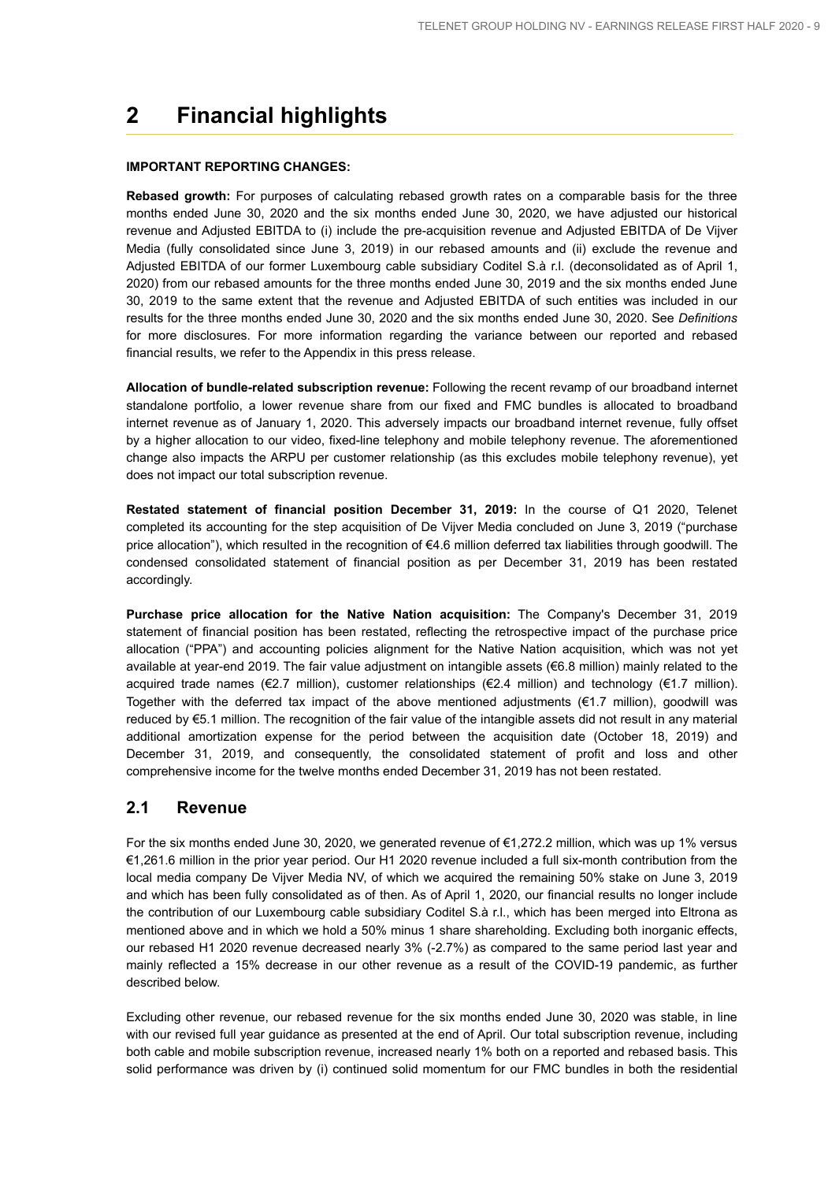# 2 Financial highlights

**IMPORTANT REPORTING CHANGES:**

**Rebased growth:** For purposes of calculating rebased growth rates on a comparable basis for the three months ended June 30, 2020 and the six months ended June 30, 2020, we have adjusted our historical revenue and Adjusted EBITDA to (i) include the pre-acquisition revenue and Adjusted EBITDA of De Vijver Media (fully consolidated since June 3, 2019) in our rebased amounts and (ii) exclude the revenue and Adjusted EBITDA of our former Luxembourg cable subsidiary Coditel S.à r.l. (deconsolidated as of April 1, 2020) from our rebased amounts for the three months ended June 30, 2019 and the six months ended June 30, 2019 to the same extent that the revenue and Adjusted EBITDA of such entities was included in our results for the three months ended June 30, 2020 and the six months ended June 30, 2020. See *Definitions* for more disclosures. For more information regarding the variance between our reported and rebased financial results, we refer to the Appendix in this press release.

**Allocation of bundle-related subscription revenue:** Following the recent revamp of our broadband internet standalone portfolio, a lower revenue share from our fixed and FMC bundles is allocated to broadband internet revenue as of January 1, 2020. This adversely impacts our broadband internet revenue, fully offset by a higher allocation to our video, fixed-line telephony and mobile telephony revenue. The aforementioned change also impacts the ARPU per customer relationship (as this excludes mobile telephony revenue), yet does not impact our total subscription revenue.

**Restated statement of financial position December 31, 2019:** In the course of Q1 2020, Telenet completed its accounting for the step acquisition of De Vijver Media concluded on June 3, 2019 ("purchase price allocation"), which resulted in the recognition of €4.6 million deferred tax liabilities through goodwill. The condensed consolidated statement of financial position as per December 31, 2019 has been restated accordingly.

**Purchase price allocation for the Native Nation acquisition:** The Company's December 31, 2019 statement of financial position has been restated, reflecting the retrospective impact of the purchase price allocation ("PPA") and accounting policies alignment for the Native Nation acquisition, which was not yet available at year-end 2019. The fair value adjustment on intangible assets (€6.8 million) mainly related to the acquired trade names (€2.7 million), customer relationships (€2.4 million) and technology (€1.7 million). Together with the deferred tax impact of the above mentioned adjustments (€1.7 million), goodwill was reduced by €5.1 million. The recognition of the fair value of the intangible assets did not result in any material additional amortization expense for the period between the acquisition date (October 18, 2019) and December 31, 2019, and consequently, the consolidated statement of profit and loss and other comprehensive income for the twelve months ended December 31, 2019 has not been restated.

## 2.1 Revenue

For the six months ended June 30, 2020, we generated revenue of €1,272.2 million, which was up 1% versus €1,261.6 million in the prior year period. Our H1 2020 revenue included a full six-month contribution from the local media company De Vijver Media NV, of which we acquired the remaining 50% stake on June 3, 2019 and which has been fully consolidated as of then. As of April 1, 2020, our financial results no longer include the contribution of our Luxembourg cable subsidiary Coditel S.à r.l., which has been merged into Eltrona as mentioned above and in which we hold a 50% minus 1 share shareholding. Excluding both inorganic effects, our rebased H1 2020 revenue decreased nearly 3% (-2.7%) as compared to the same period last year and mainly reflected a 15% decrease in our other revenue as a result of the COVID-19 pandemic, as further described below.

Excluding other revenue, our rebased revenue for the six months ended June 30, 2020 was stable, in line with our revised full year guidance as presented at the end of April. Our total subscription revenue, including both cable and mobile subscription revenue, increased nearly 1% both on a reported and rebased basis. This solid performance was driven by (i) continued solid momentum for our FMC bundles in both the residential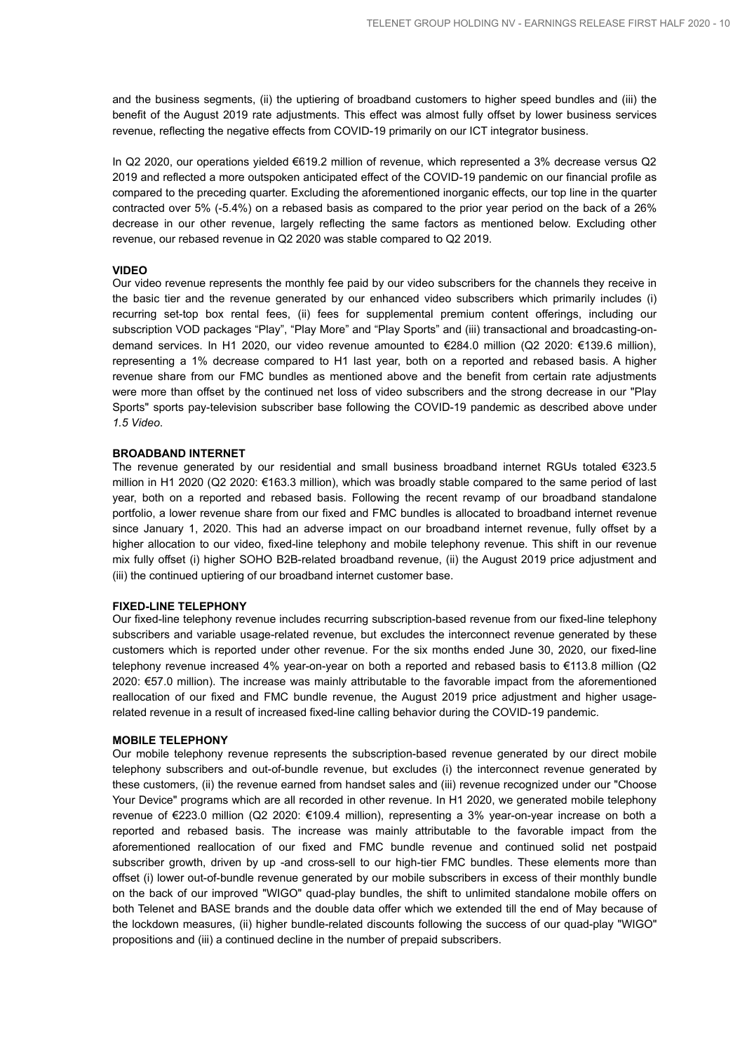and the business segments, (ii) the uptiering of broadband customers to higher speed bundles and (iii) the benefit of the August 2019 rate adjustments. This effect was almost fully offset by lower business services revenue, reflecting the negative effects from COVID-19 primarily on our ICT integrator business.

In Q2 2020, our operations yielded €619.2 million of revenue, which represented a 3% decrease versus Q2 2019 and reflected a more outspoken anticipated effect of the COVID-19 pandemic on our financial profile as compared to the preceding quarter. Excluding the aforementioned inorganic effects, our top line in the quarter contracted over 5% (-5.4%) on a rebased basis as compared to the prior year period on the back of a 26% decrease in our other revenue, largely reflecting the same factors as mentioned below. Excluding other revenue, our rebased revenue in Q2 2020 was stable compared to Q2 2019.

**VIDEO**

Our video revenue represents the monthly fee paid by our video subscribers for the channels they receive in the basic tier and the revenue generated by our enhanced video subscribers which primarily includes (i) recurring set-top box rental fees, (ii) fees for supplemental premium content offerings, including our subscription VOD packages "Play", "Play More" and "Play Sports" and (iii) transactional and broadcasting-on-demand services. In H1 2020, our video revenue amounted to €284.0 million (Q2 2020: €139.6 million), representing a 1% decrease compared to H1 last year, both on a reported and rebased basis. A higher revenue share from our FMC bundles as mentioned above and the benefit from certain rate adjustments were more than offset by the continued net loss of video subscribers and the strong decrease in our "Play Sports" sports pay-television subscriber base following the COVID-19 pandemic as described above under *1.5 Video*.

**BROADBAND INTERNET**

The revenue generated by our residential and small business broadband internet RGUs totaled €323.5 million in H1 2020 (Q2 2020: €163.3 million), which was broadly stable compared to the same period of last year, both on a reported and rebased basis. Following the recent revamp of our broadband standalone portfolio, a lower revenue share from our fixed and FMC bundles is allocated to broadband internet revenue since January 1, 2020. This had an adverse impact on our broadband internet revenue, fully offset by a higher allocation to our video, fixed-line telephony and mobile telephony revenue. This shift in our revenue mix fully offset (i) higher SOHO B2B-related broadband revenue, (ii) the August 2019 price adjustment and (iii) the continued uptiering of our broadband internet customer base.

**FIXED-LINE TELEPHONY**

Our fixed-line telephony revenue includes recurring subscription-based revenue from our fixed-line telephony subscribers and variable usage-related revenue, but excludes the interconnect revenue generated by these customers which is reported under other revenue. For the six months ended June 30, 2020, our fixed-line telephony revenue increased 4% year-on-year on both a reported and rebased basis to €113.8 million (Q2 2020: €57.0 million). The increase was mainly attributable to the favorable impact from the aforementioned reallocation of our fixed and FMC bundle revenue, the August 2019 price adjustment and higher usage-related revenue in a result of increased fixed-line calling behavior during the COVID-19 pandemic.

**MOBILE TELEPHONY**

Our mobile telephony revenue represents the subscription-based revenue generated by our direct mobile telephony subscribers and out-of-bundle revenue, but excludes (i) the interconnect revenue generated by these customers, (ii) the revenue earned from handset sales and (iii) revenue recognized under our "Choose Your Device" programs which are all recorded in other revenue. In H1 2020, we generated mobile telephony revenue of €223.0 million (Q2 2020: €109.4 million), representing a 3% year-on-year increase on both a reported and rebased basis. The increase was mainly attributable to the favorable impact from the aforementioned reallocation of our fixed and FMC bundle revenue and continued solid net postpaid subscriber growth, driven by up -and cross-sell to our high-tier FMC bundles. These elements more than offset (i) lower out-of-bundle revenue generated by our mobile subscribers in excess of their monthly bundle on the back of our improved "WIGO" quad-play bundles, the shift to unlimited standalone mobile offers on both Telenet and BASE brands and the double data offer which we extended till the end of May because of the lockdown measures, (ii) higher bundle-related discounts following the success of our quad-play "WIGO" propositions and (iii) a continued decline in the number of prepaid subscribers.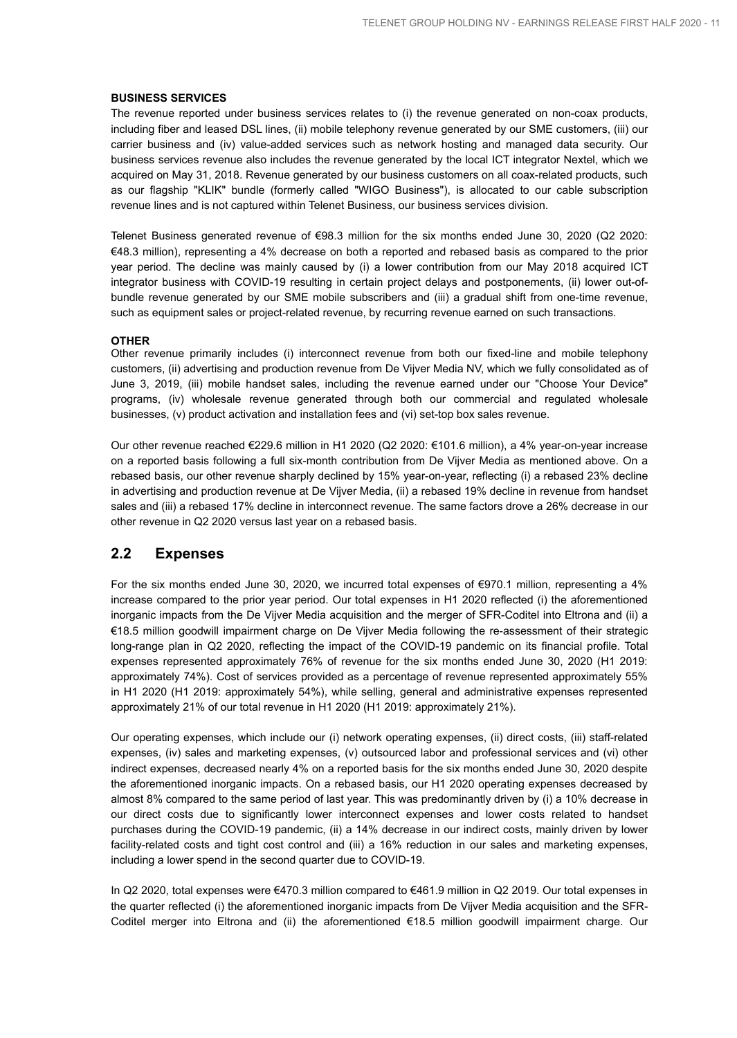**BUSINESS SERVICES**

The revenue reported under business services relates to (i) the revenue generated on non-coax products, including fiber and leased DSL lines, (ii) mobile telephony revenue generated by our SME customers, (iii) our carrier business and (iv) value-added services such as network hosting and managed data security. Our business services revenue also includes the revenue generated by the local ICT integrator Nextel, which we acquired on May 31, 2018. Revenue generated by our business customers on all coax-related products, such as our flagship "KLIK" bundle (formerly called "WIGO Business"), is allocated to our cable subscription revenue lines and is not captured within Telenet Business, our business services division.

Telenet Business generated revenue of €98.3 million for the six months ended June 30, 2020 (Q2 2020: €48.3 million), representing a 4% decrease on both a reported and rebased basis as compared to the prior year period. The decline was mainly caused by (i) a lower contribution from our May 2018 acquired ICT integrator business with COVID-19 resulting in certain project delays and postponements, (ii) lower out-of-bundle revenue generated by our SME mobile subscribers and (iii) a gradual shift from one-time revenue, such as equipment sales or project-related revenue, by recurring revenue earned on such transactions.

**OTHER**

Other revenue primarily includes (i) interconnect revenue from both our fixed-line and mobile telephony customers, (ii) advertising and production revenue from De Vijver Media NV, which we fully consolidated as of June 3, 2019, (iii) mobile handset sales, including the revenue earned under our "Choose Your Device" programs, (iv) wholesale revenue generated through both our commercial and regulated wholesale businesses, (v) product activation and installation fees and (vi) set-top box sales revenue.

Our other revenue reached €229.6 million in H1 2020 (Q2 2020: €101.6 million), a 4% year-on-year increase on a reported basis following a full six-month contribution from De Vijver Media as mentioned above. On a rebased basis, our other revenue sharply declined by 15% year-on-year, reflecting (i) a rebased 23% decline in advertising and production revenue at De Vijver Media, (ii) a rebased 19% decline in revenue from handset sales and (iii) a rebased 17% decline in interconnect revenue. The same factors drove a 26% decrease in our other revenue in Q2 2020 versus last year on a rebased basis.

## 2.2 Expenses

For the six months ended June 30, 2020, we incurred total expenses of €970.1 million, representing a 4% increase compared to the prior year period. Our total expenses in H1 2020 reflected (i) the aforementioned inorganic impacts from the De Vijver Media acquisition and the merger of SFR-Coditel into Eltrona and (ii) a €18.5 million goodwill impairment charge on De Vijver Media following the re-assessment of their strategic long-range plan in Q2 2020, reflecting the impact of the COVID-19 pandemic on its financial profile. Total expenses represented approximately 76% of revenue for the six months ended June 30, 2020 (H1 2019: approximately 74%). Cost of services provided as a percentage of revenue represented approximately 55% in H1 2020 (H1 2019: approximately 54%), while selling, general and administrative expenses represented approximately 21% of our total revenue in H1 2020 (H1 2019: approximately 21%).

Our operating expenses, which include our (i) network operating expenses, (ii) direct costs, (iii) staff-related expenses, (iv) sales and marketing expenses, (v) outsourced labor and professional services and (vi) other indirect expenses, decreased nearly 4% on a reported basis for the six months ended June 30, 2020 despite the aforementioned inorganic impacts. On a rebased basis, our H1 2020 operating expenses decreased by almost 8% compared to the same period of last year. This was predominantly driven by (i) a 10% decrease in our direct costs due to significantly lower interconnect expenses and lower costs related to handset purchases during the COVID-19 pandemic, (ii) a 14% decrease in our indirect costs, mainly driven by lower facility-related costs and tight cost control and (iii) a 16% reduction in our sales and marketing expenses, including a lower spend in the second quarter due to COVID-19.

In Q2 2020, total expenses were €470.3 million compared to €461.9 million in Q2 2019. Our total expenses in the quarter reflected (i) the aforementioned inorganic impacts from De Vijver Media acquisition and the SFR-Coditel merger into Eltrona and (ii) the aforementioned €18.5 million goodwill impairment charge. Our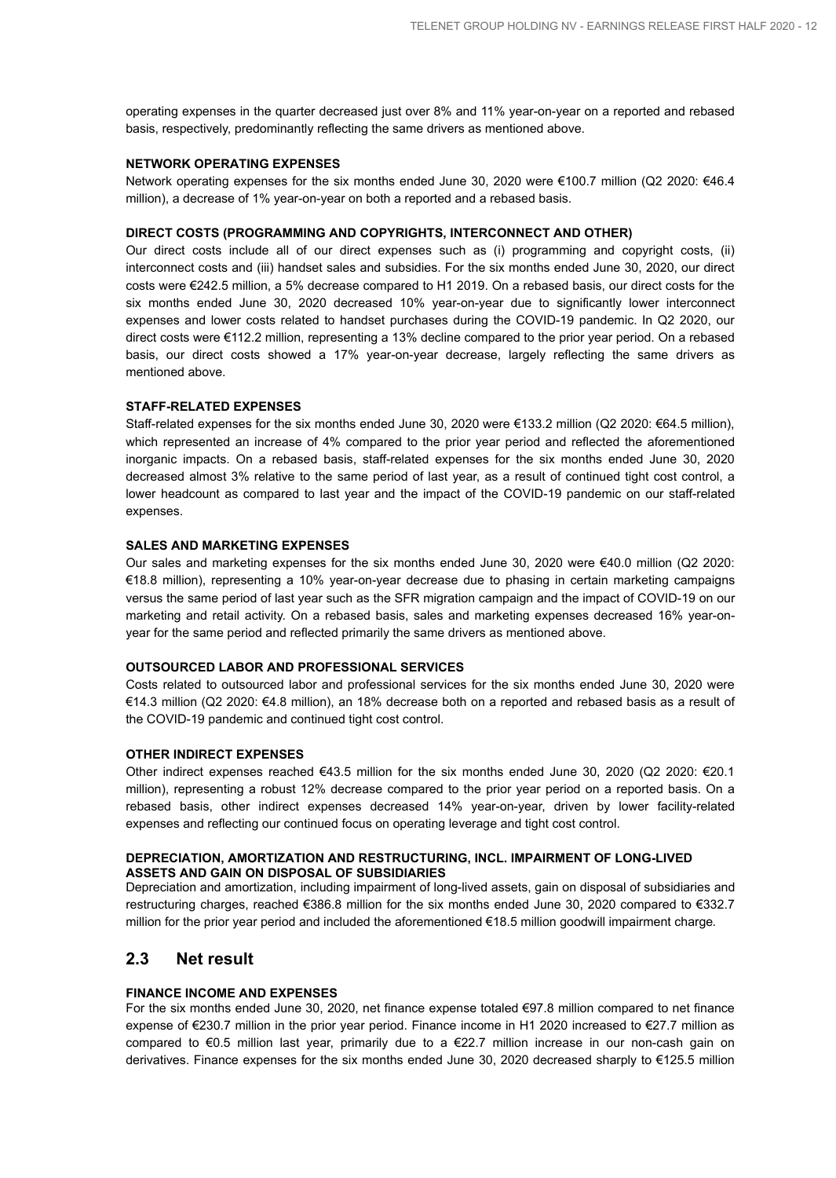operating expenses in the quarter decreased just over 8% and 11% year-on-year on a reported and rebased basis, respectively, predominantly reflecting the same drivers as mentioned above.

#### NETWORK OPERATING EXPENSES

Network operating expenses for the six months ended June 30, 2020 were €100.7 million (Q2 2020: €46.4 million), a decrease of 1% year-on-year on both a reported and a rebased basis.

#### DIRECT COSTS (PROGRAMMING AND COPYRIGHTS, INTERCONNECT AND OTHER)

Our direct costs include all of our direct expenses such as (i) programming and copyright costs, (ii) interconnect costs and (iii) handset sales and subsidies. For the six months ended June 30, 2020, our direct costs were €242.5 million, a 5% decrease compared to H1 2019. On a rebased basis, our direct costs for the six months ended June 30, 2020 decreased 10% year-on-year due to significantly lower interconnect expenses and lower costs related to handset purchases during the COVID-19 pandemic. In Q2 2020, our direct costs were €112.2 million, representing a 13% decline compared to the prior year period. On a rebased basis, our direct costs showed a 17% year-on-year decrease, largely reflecting the same drivers as mentioned above.

#### STAFF-RELATED EXPENSES

Staff-related expenses for the six months ended June 30, 2020 were €133.2 million (Q2 2020: €64.5 million), which represented an increase of 4% compared to the prior year period and reflected the aforementioned inorganic impacts. On a rebased basis, staff-related expenses for the six months ended June 30, 2020 decreased almost 3% relative to the same period of last year, as a result of continued tight cost control, a lower headcount as compared to last year and the impact of the COVID-19 pandemic on our staff-related expenses.

#### SALES AND MARKETING EXPENSES

Our sales and marketing expenses for the six months ended June 30, 2020 were €40.0 million (Q2 2020: €18.8 million), representing a 10% year-on-year decrease due to phasing in certain marketing campaigns versus the same period of last year such as the SFR migration campaign and the impact of COVID-19 on our marketing and retail activity. On a rebased basis, sales and marketing expenses decreased 16% year-on-year for the same period and reflected primarily the same drivers as mentioned above.

#### OUTSOURCED LABOR AND PROFESSIONAL SERVICES

Costs related to outsourced labor and professional services for the six months ended June 30, 2020 were €14.3 million (Q2 2020: €4.8 million), an 18% decrease both on a reported and rebased basis as a result of the COVID-19 pandemic and continued tight cost control.

#### OTHER INDIRECT EXPENSES

Other indirect expenses reached €43.5 million for the six months ended June 30, 2020 (Q2 2020: €20.1 million), representing a robust 12% decrease compared to the prior year period on a reported basis. On a rebased basis, other indirect expenses decreased 14% year-on-year, driven by lower facility-related expenses and reflecting our continued focus on operating leverage and tight cost control.

#### DEPRECIATION, AMORTIZATION AND RESTRUCTURING, INCL. IMPAIRMENT OF LONG-LIVED ASSETS AND GAIN ON DISPOSAL OF SUBSIDIARIES

Depreciation and amortization, including impairment of long-lived assets, gain on disposal of subsidiaries and restructuring charges, reached €386.8 million for the six months ended June 30, 2020 compared to €332.7 million for the prior year period and included the aforementioned €18.5 million goodwill impairment charge.

## 2.3 Net result

#### FINANCE INCOME AND EXPENSES

For the six months ended June 30, 2020, net finance expense totaled €97.8 million compared to net finance expense of €230.7 million in the prior year period. Finance income in H1 2020 increased to €27.7 million as compared to €0.5 million last year, primarily due to a €22.7 million increase in our non-cash gain on derivatives. Finance expenses for the six months ended June 30, 2020 decreased sharply to €125.5 million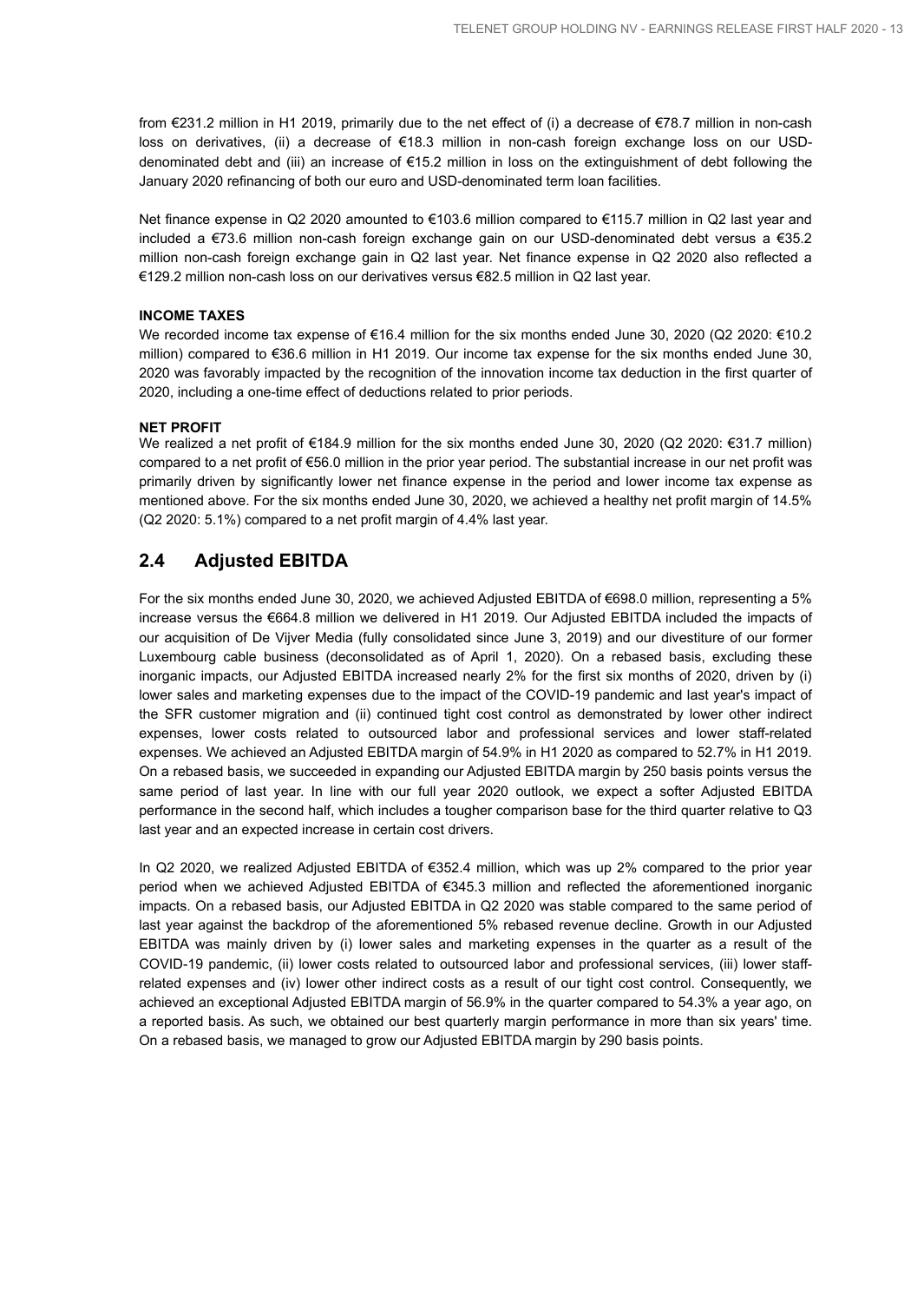from €231.2 million in H1 2019, primarily due to the net effect of (i) a decrease of €78.7 million in non-cash loss on derivatives, (ii) a decrease of €18.3 million in non-cash foreign exchange loss on our USD-denominated debt and (iii) an increase of €15.2 million in loss on the extinguishment of debt following the January 2020 refinancing of both our euro and USD-denominated term loan facilities.

Net finance expense in Q2 2020 amounted to €103.6 million compared to €115.7 million in Q2 last year and included a €73.6 million non-cash foreign exchange gain on our USD-denominated debt versus a €35.2 million non-cash foreign exchange gain in Q2 last year. Net finance expense in Q2 2020 also reflected a €129.2 million non-cash loss on our derivatives versus €82.5 million in Q2 last year.

**INCOME TAXES**

We recorded income tax expense of €16.4 million for the six months ended June 30, 2020 (Q2 2020: €10.2 million) compared to €36.6 million in H1 2019. Our income tax expense for the six months ended June 30, 2020 was favorably impacted by the recognition of the innovation income tax deduction in the first quarter of 2020, including a one-time effect of deductions related to prior periods.

**NET PROFIT**

We realized a net profit of €184.9 million for the six months ended June 30, 2020 (Q2 2020: €31.7 million) compared to a net profit of €56.0 million in the prior year period. The substantial increase in our net profit was primarily driven by significantly lower net finance expense in the period and lower income tax expense as mentioned above. For the six months ended June 30, 2020, we achieved a healthy net profit margin of 14.5% (Q2 2020: 5.1%) compared to a net profit margin of 4.4% last year.

## 2.4 Adjusted EBITDA

For the six months ended June 30, 2020, we achieved Adjusted EBITDA of €698.0 million, representing a 5% increase versus the €664.8 million we delivered in H1 2019. Our Adjusted EBITDA included the impacts of our acquisition of De Vijver Media (fully consolidated since June 3, 2019) and our divestiture of our former Luxembourg cable business (deconsolidated as of April 1, 2020). On a rebased basis, excluding these inorganic impacts, our Adjusted EBITDA increased nearly 2% for the first six months of 2020, driven by (i) lower sales and marketing expenses due to the impact of the COVID-19 pandemic and last year's impact of the SFR customer migration and (ii) continued tight cost control as demonstrated by lower other indirect expenses, lower costs related to outsourced labor and professional services and lower staff-related expenses. We achieved an Adjusted EBITDA margin of 54.9% in H1 2020 as compared to 52.7% in H1 2019. On a rebased basis, we succeeded in expanding our Adjusted EBITDA margin by 250 basis points versus the same period of last year. In line with our full year 2020 outlook, we expect a softer Adjusted EBITDA performance in the second half, which includes a tougher comparison base for the third quarter relative to Q3 last year and an expected increase in certain cost drivers.

In Q2 2020, we realized Adjusted EBITDA of €352.4 million, which was up 2% compared to the prior year period when we achieved Adjusted EBITDA of €345.3 million and reflected the aforementioned inorganic impacts. On a rebased basis, our Adjusted EBITDA in Q2 2020 was stable compared to the same period of last year against the backdrop of the aforementioned 5% rebased revenue decline. Growth in our Adjusted EBITDA was mainly driven by (i) lower sales and marketing expenses in the quarter as a result of the COVID-19 pandemic, (ii) lower costs related to outsourced labor and professional services, (iii) lower staff-related expenses and (iv) lower other indirect costs as a result of our tight cost control. Consequently, we achieved an exceptional Adjusted EBITDA margin of 56.9% in the quarter compared to 54.3% a year ago, on a reported basis. As such, we obtained our best quarterly margin performance in more than six years' time. On a rebased basis, we managed to grow our Adjusted EBITDA margin by 290 basis points.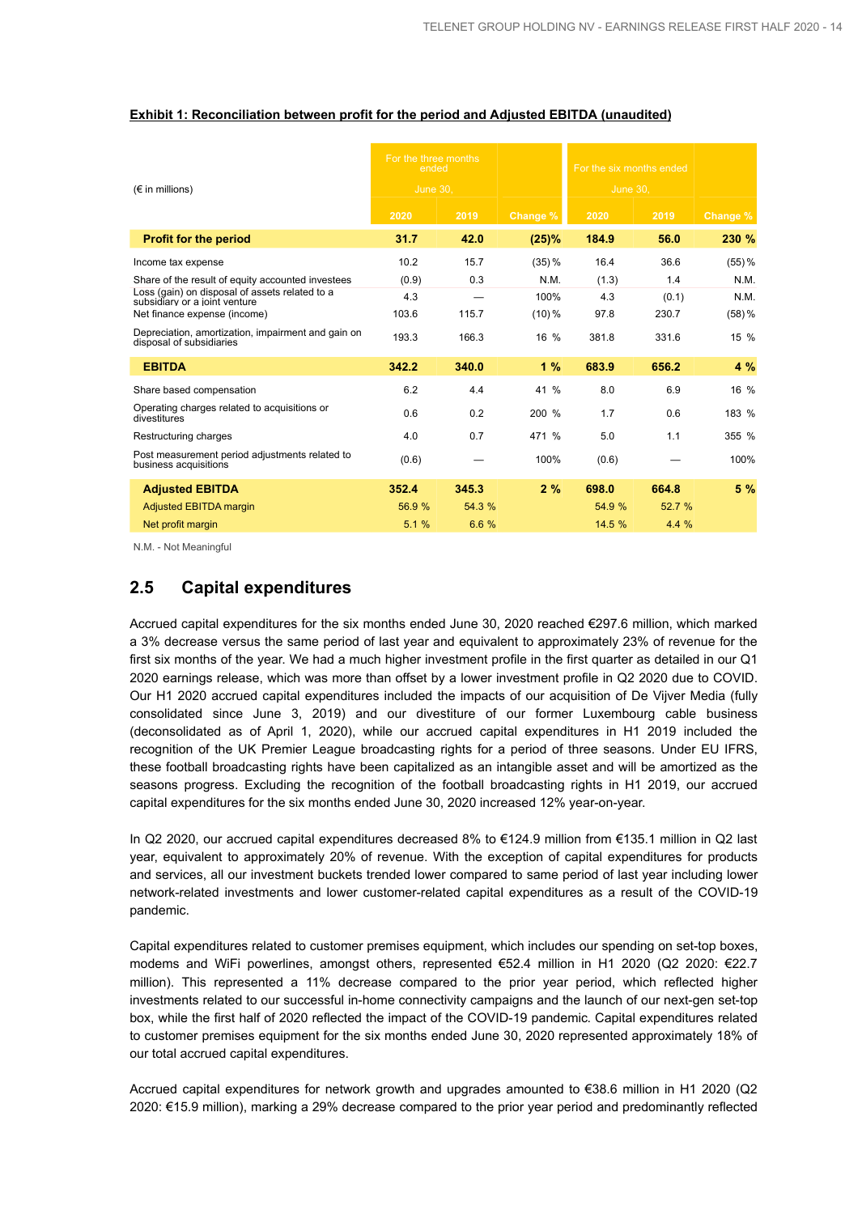**Exhibit 1: Reconciliation between profit for the period and Adjusted EBITDA (unaudited)**

| (€ in millions) | For the three months ended June 30, | | | For the six months ended June 30, | | |
|---|---|---|---|---|---|---|
| | 2020 | 2019 | Change % | 2020 | 2019 | Change % |
| **Profit for the period** | **31.7** | **42.0** | **(25)%** | **184.9** | **56.0** | **230 %** |
| Income tax expense | 10.2 | 15.7 | (35) % | 16.4 | 36.6 | (55) % |
| Share of the result of equity accounted investees | (0.9) | 0.3 | N.M. | (1.3) | 1.4 | N.M. |
| Loss (gain) on disposal of assets related to a subsidiary or a joint venture | 4.3 | — | 100% | 4.3 | (0.1) | N.M. |
| Net finance expense (income) | 103.6 | 115.7 | (10) % | 97.8 | 230.7 | (58) % |
| Depreciation, amortization, impairment and gain on disposal of subsidiaries | 193.3 | 166.3 | 16 % | 381.8 | 331.6 | 15 % |
| **EBITDA** | **342.2** | **340.0** | **1 %** | **683.9** | **656.2** | **4 %** |
| Share based compensation | 6.2 | 4.4 | 41 % | 8.0 | 6.9 | 16 % |
| Operating charges related to acquisitions or divestitures | 0.6 | 0.2 | 200 % | 1.7 | 0.6 | 183 % |
| Restructuring charges | 4.0 | 0.7 | 471 % | 5.0 | 1.1 | 355 % |
| Post measurement period adjustments related to business acquisitions | (0.6) | — | 100% | (0.6) | — | 100% |
| **Adjusted EBITDA** | **352.4** | **345.3** | **2 %** | **698.0** | **664.8** | **5 %** |
| Adjusted EBITDA margin | 56.9 % | 54.3 % | | 54.9 % | 52.7 % | |
| Net profit margin | 5.1 % | 6.6 % | | 14.5 % | 4.4 % | |

N.M. - Not Meaningful

## 2.5 Capital expenditures

Accrued capital expenditures for the six months ended June 30, 2020 reached €297.6 million, which marked a 3% decrease versus the same period of last year and equivalent to approximately 23% of revenue for the first six months of the year. We had a much higher investment profile in the first quarter as detailed in our Q1 2020 earnings release, which was more than offset by a lower investment profile in Q2 2020 due to COVID. Our H1 2020 accrued capital expenditures included the impacts of our acquisition of De Vijver Media (fully consolidated since June 3, 2019) and our divestiture of our former Luxembourg cable business (deconsolidated as of April 1, 2020), while our accrued capital expenditures in H1 2019 included the recognition of the UK Premier League broadcasting rights for a period of three seasons. Under EU IFRS, these football broadcasting rights have been capitalized as an intangible asset and will be amortized as the seasons progress. Excluding the recognition of the football broadcasting rights in H1 2019, our accrued capital expenditures for the six months ended June 30, 2020 increased 12% year-on-year.

In Q2 2020, our accrued capital expenditures decreased 8% to €124.9 million from €135.1 million in Q2 last year, equivalent to approximately 20% of revenue. With the exception of capital expenditures for products and services, all our investment buckets trended lower compared to same period of last year including lower network-related investments and lower customer-related capital expenditures as a result of the COVID-19 pandemic.

Capital expenditures related to customer premises equipment, which includes our spending on set-top boxes, modems and WiFi powerlines, amongst others, represented €52.4 million in H1 2020 (Q2 2020: €22.7 million). This represented a 11% decrease compared to the prior year period, which reflected higher investments related to our successful in-home connectivity campaigns and the launch of our next-gen set-top box, while the first half of 2020 reflected the impact of the COVID-19 pandemic. Capital expenditures related to customer premises equipment for the six months ended June 30, 2020 represented approximately 18% of our total accrued capital expenditures.

Accrued capital expenditures for network growth and upgrades amounted to €38.6 million in H1 2020 (Q2 2020: €15.9 million), marking a 29% decrease compared to the prior year period and predominantly reflected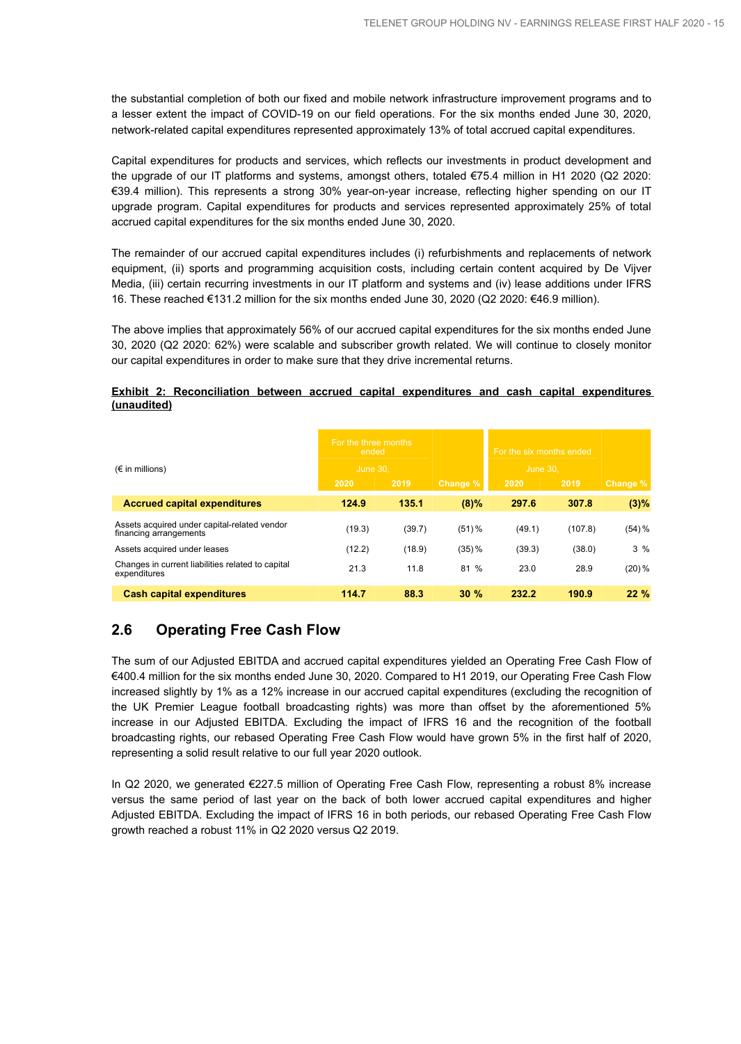the substantial completion of both our fixed and mobile network infrastructure improvement programs and to a lesser extent the impact of COVID-19 on our field operations. For the six months ended June 30, 2020, network-related capital expenditures represented approximately 13% of total accrued capital expenditures.

Capital expenditures for products and services, which reflects our investments in product development and the upgrade of our IT platforms and systems, amongst others, totaled €75.4 million in H1 2020 (Q2 2020: €39.4 million). This represents a strong 30% year-on-year increase, reflecting higher spending on our IT upgrade program. Capital expenditures for products and services represented approximately 25% of total accrued capital expenditures for the six months ended June 30, 2020.

The remainder of our accrued capital expenditures includes (i) refurbishments and replacements of network equipment, (ii) sports and programming acquisition costs, including certain content acquired by De Vijver Media, (iii) certain recurring investments in our IT platform and systems and (iv) lease additions under IFRS 16. These reached €131.2 million for the six months ended June 30, 2020 (Q2 2020: €46.9 million).

The above implies that approximately 56% of our accrued capital expenditures for the six months ended June 30, 2020 (Q2 2020: 62%) were scalable and subscriber growth related. We will continue to closely monitor our capital expenditures in order to make sure that they drive incremental returns.

**Exhibit 2: Reconciliation between accrued capital expenditures and cash capital expenditures (unaudited)**

| (€ in millions) | For the three months ended June 30, | | | For the six months ended June 30, | | |
|---|---|---|---|---|---|---|
| | 2020 | 2019 | Change % | 2020 | 2019 | Change % |
| **Accrued capital expenditures** | **124.9** | **135.1** | **(8)%** | **297.6** | **307.8** | **(3)%** |
| Assets acquired under capital-related vendor financing arrangements | (19.3) | (39.7) | (51) % | (49.1) | (107.8) | (54) % |
| Assets acquired under leases | (12.2) | (18.9) | (35) % | (39.3) | (38.0) | 3 % |
| Changes in current liabilities related to capital expenditures | 21.3 | 11.8 | 81 % | 23.0 | 28.9 | (20) % |
| **Cash capital expenditures** | **114.7** | **88.3** | **30 %** | **232.2** | **190.9** | **22 %** |

## 2.6 Operating Free Cash Flow

The sum of our Adjusted EBITDA and accrued capital expenditures yielded an Operating Free Cash Flow of €400.4 million for the six months ended June 30, 2020. Compared to H1 2019, our Operating Free Cash Flow increased slightly by 1% as a 12% increase in our accrued capital expenditures (excluding the recognition of the UK Premier League football broadcasting rights) was more than offset by the aforementioned 5% increase in our Adjusted EBITDA. Excluding the impact of IFRS 16 and the recognition of the football broadcasting rights, our rebased Operating Free Cash Flow would have grown 5% in the first half of 2020, representing a solid result relative to our full year 2020 outlook.

In Q2 2020, we generated €227.5 million of Operating Free Cash Flow, representing a robust 8% increase versus the same period of last year on the back of both lower accrued capital expenditures and higher Adjusted EBITDA. Excluding the impact of IFRS 16 in both periods, our rebased Operating Free Cash Flow growth reached a robust 11% in Q2 2020 versus Q2 2019.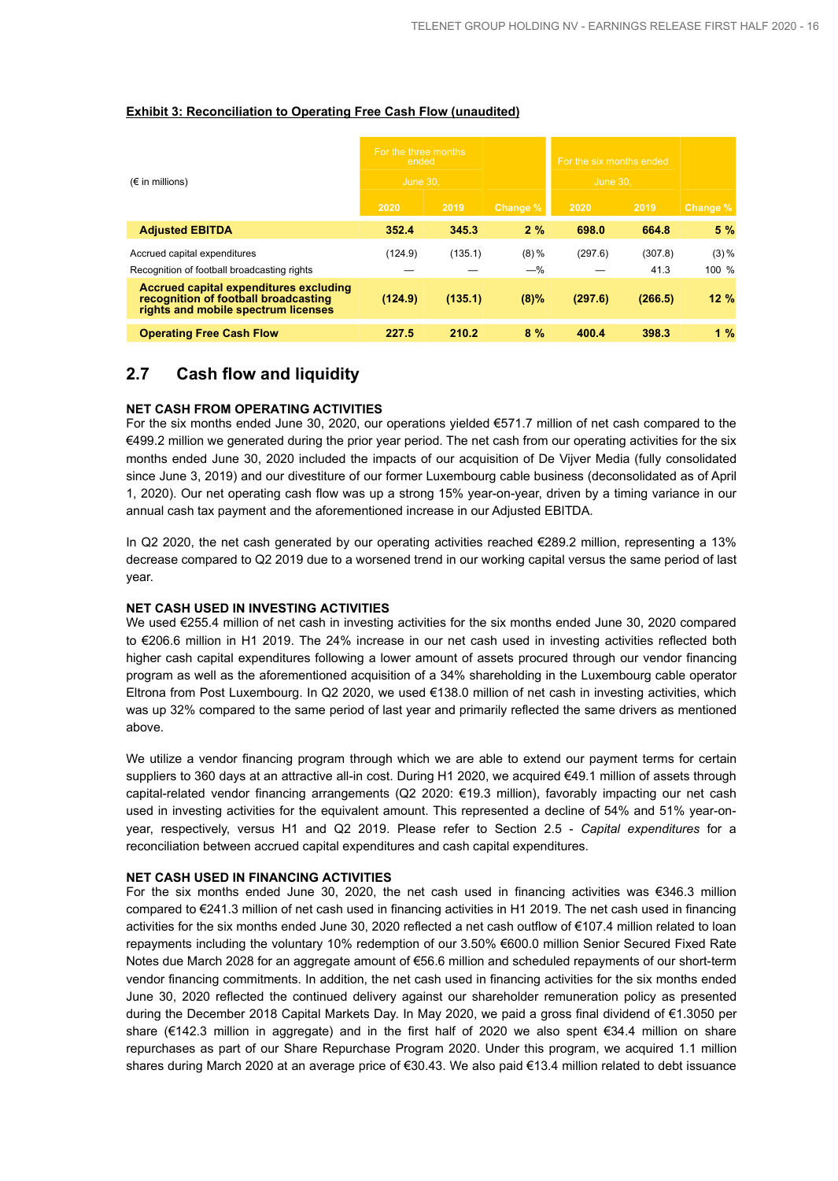**Exhibit 3: Reconciliation to Operating Free Cash Flow (unaudited)**

| (€ in millions) | For the three months ended June 30, | | | For the six months ended June 30, | | |
|---|---|---|---|---|---|---|
| | 2020 | 2019 | Change % | 2020 | 2019 | Change % |
| **Adjusted EBITDA** | **352.4** | **345.3** | **2 %** | **698.0** | **664.8** | **5 %** |
| Accrued capital expenditures | (124.9) | (135.1) | (8) % | (297.6) | (307.8) | (3) % |
| Recognition of football broadcasting rights | — | — | —% | — | 41.3 | 100 % |
| **Accrued capital expenditures excluding recognition of football broadcasting rights and mobile spectrum licenses** | **(124.9)** | **(135.1)** | **(8)%** | **(297.6)** | **(266.5)** | **12 %** |
| **Operating Free Cash Flow** | **227.5** | **210.2** | **8 %** | **400.4** | **398.3** | **1 %** |

## 2.7 Cash flow and liquidity

**NET CASH FROM OPERATING ACTIVITIES**

For the six months ended June 30, 2020, our operations yielded €571.7 million of net cash compared to the €499.2 million we generated during the prior year period. The net cash from our operating activities for the six months ended June 30, 2020 included the impacts of our acquisition of De Vijver Media (fully consolidated since June 3, 2019) and our divestiture of our former Luxembourg cable business (deconsolidated as of April 1, 2020). Our net operating cash flow was up a strong 15% year-on-year, driven by a timing variance in our annual cash tax payment and the aforementioned increase in our Adjusted EBITDA.

In Q2 2020, the net cash generated by our operating activities reached €289.2 million, representing a 13% decrease compared to Q2 2019 due to a worsened trend in our working capital versus the same period of last year.

**NET CASH USED IN INVESTING ACTIVITIES**

We used €255.4 million of net cash in investing activities for the six months ended June 30, 2020 compared to €206.6 million in H1 2019. The 24% increase in our net cash used in investing activities reflected both higher cash capital expenditures following a lower amount of assets procured through our vendor financing program as well as the aforementioned acquisition of a 34% shareholding in the Luxembourg cable operator Eltrona from Post Luxembourg. In Q2 2020, we used €138.0 million of net cash in investing activities, which was up 32% compared to the same period of last year and primarily reflected the same drivers as mentioned above.

We utilize a vendor financing program through which we are able to extend our payment terms for certain suppliers to 360 days at an attractive all-in cost. During H1 2020, we acquired €49.1 million of assets through capital-related vendor financing arrangements (Q2 2020: €19.3 million), favorably impacting our net cash used in investing activities for the equivalent amount. This represented a decline of 54% and 51% year-on-year, respectively, versus H1 and Q2 2019. Please refer to Section 2.5 - *Capital expenditures* for a reconciliation between accrued capital expenditures and cash capital expenditures.

**NET CASH USED IN FINANCING ACTIVITIES**

For the six months ended June 30, 2020, the net cash used in financing activities was €346.3 million compared to €241.3 million of net cash used in financing activities in H1 2019. The net cash used in financing activities for the six months ended June 30, 2020 reflected a net cash outflow of €107.4 million related to loan repayments including the voluntary 10% redemption of our 3.50% €600.0 million Senior Secured Fixed Rate Notes due March 2028 for an aggregate amount of €56.6 million and scheduled repayments of our short-term vendor financing commitments. In addition, the net cash used in financing activities for the six months ended June 30, 2020 reflected the continued delivery against our shareholder remuneration policy as presented during the December 2018 Capital Markets Day. In May 2020, we paid a gross final dividend of €1.3050 per share (€142.3 million in aggregate) and in the first half of 2020 we also spent €34.4 million on share repurchases as part of our Share Repurchase Program 2020. Under this program, we acquired 1.1 million shares during March 2020 at an average price of €30.43. We also paid €13.4 million related to debt issuance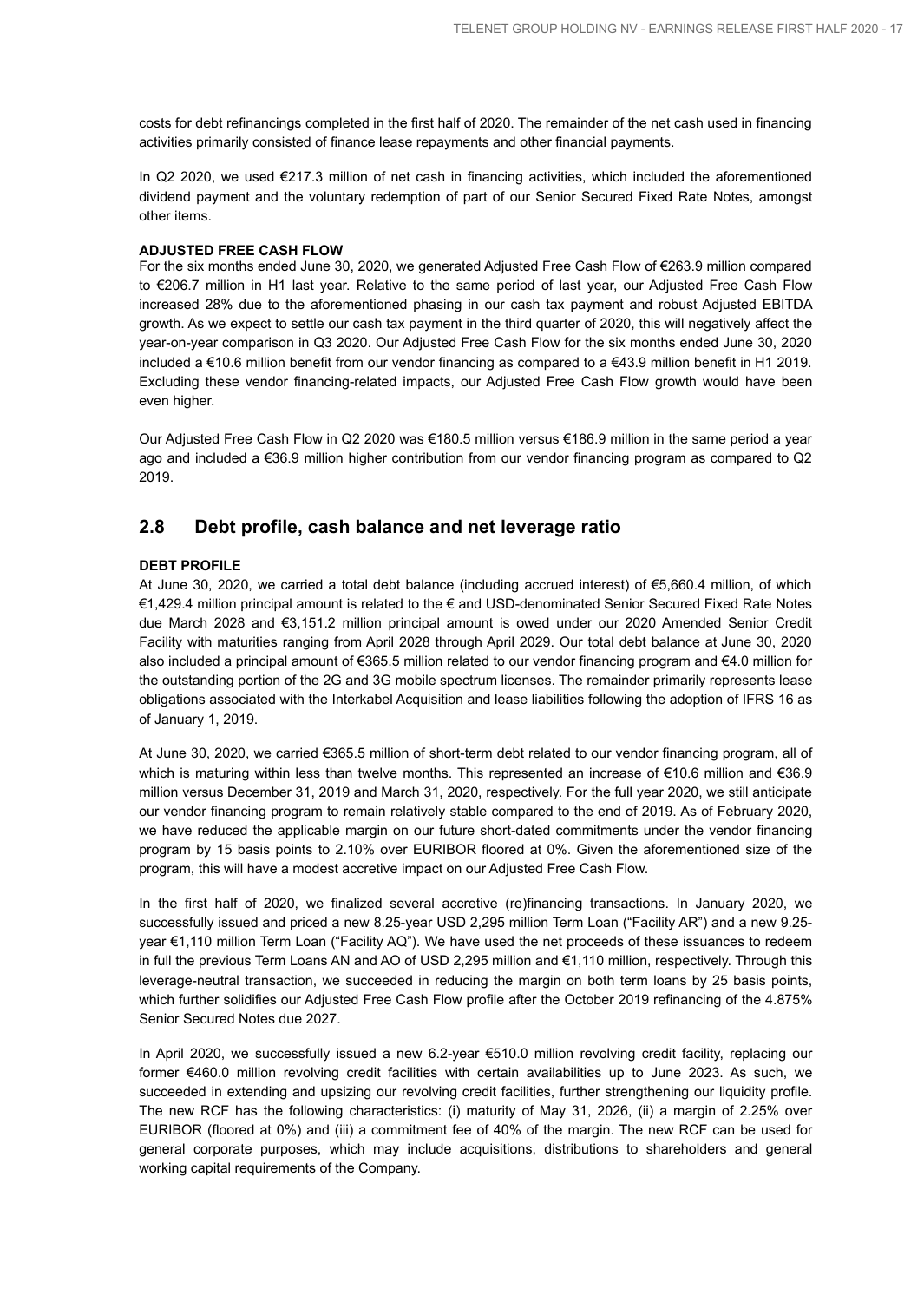costs for debt refinancings completed in the first half of 2020. The remainder of the net cash used in financing activities primarily consisted of finance lease repayments and other financial payments.

In Q2 2020, we used €217.3 million of net cash in financing activities, which included the aforementioned dividend payment and the voluntary redemption of part of our Senior Secured Fixed Rate Notes, amongst other items.

**ADJUSTED FREE CASH FLOW**

For the six months ended June 30, 2020, we generated Adjusted Free Cash Flow of €263.9 million compared to €206.7 million in H1 last year. Relative to the same period of last year, our Adjusted Free Cash Flow increased 28% due to the aforementioned phasing in our cash tax payment and robust Adjusted EBITDA growth. As we expect to settle our cash tax payment in the third quarter of 2020, this will negatively affect the year-on-year comparison in Q3 2020. Our Adjusted Free Cash Flow for the six months ended June 30, 2020 included a €10.6 million benefit from our vendor financing as compared to a €43.9 million benefit in H1 2019. Excluding these vendor financing-related impacts, our Adjusted Free Cash Flow growth would have been even higher.

Our Adjusted Free Cash Flow in Q2 2020 was €180.5 million versus €186.9 million in the same period a year ago and included a €36.9 million higher contribution from our vendor financing program as compared to Q2 2019.

## 2.8 Debt profile, cash balance and net leverage ratio

**DEBT PROFILE**

At June 30, 2020, we carried a total debt balance (including accrued interest) of €5,660.4 million, of which €1,429.4 million principal amount is related to the € and USD-denominated Senior Secured Fixed Rate Notes due March 2028 and €3,151.2 million principal amount is owed under our 2020 Amended Senior Credit Facility with maturities ranging from April 2028 through April 2029. Our total debt balance at June 30, 2020 also included a principal amount of €365.5 million related to our vendor financing program and €4.0 million for the outstanding portion of the 2G and 3G mobile spectrum licenses. The remainder primarily represents lease obligations associated with the Interkabel Acquisition and lease liabilities following the adoption of IFRS 16 as of January 1, 2019.

At June 30, 2020, we carried €365.5 million of short-term debt related to our vendor financing program, all of which is maturing within less than twelve months. This represented an increase of €10.6 million and €36.9 million versus December 31, 2019 and March 31, 2020, respectively. For the full year 2020, we still anticipate our vendor financing program to remain relatively stable compared to the end of 2019. As of February 2020, we have reduced the applicable margin on our future short-dated commitments under the vendor financing program by 15 basis points to 2.10% over EURIBOR floored at 0%. Given the aforementioned size of the program, this will have a modest accretive impact on our Adjusted Free Cash Flow.

In the first half of 2020, we finalized several accretive (re)financing transactions. In January 2020, we successfully issued and priced a new 8.25-year USD 2,295 million Term Loan ("Facility AR") and a new 9.25-year €1,110 million Term Loan ("Facility AQ"). We have used the net proceeds of these issuances to redeem in full the previous Term Loans AN and AO of USD 2,295 million and €1,110 million, respectively. Through this leverage-neutral transaction, we succeeded in reducing the margin on both term loans by 25 basis points, which further solidifies our Adjusted Free Cash Flow profile after the October 2019 refinancing of the 4.875% Senior Secured Notes due 2027.

In April 2020, we successfully issued a new 6.2-year €510.0 million revolving credit facility, replacing our former €460.0 million revolving credit facilities with certain availabilities up to June 2023. As such, we succeeded in extending and upsizing our revolving credit facilities, further strengthening our liquidity profile. The new RCF has the following characteristics: (i) maturity of May 31, 2026, (ii) a margin of 2.25% over EURIBOR (floored at 0%) and (iii) a commitment fee of 40% of the margin. The new RCF can be used for general corporate purposes, which may include acquisitions, distributions to shareholders and general working capital requirements of the Company.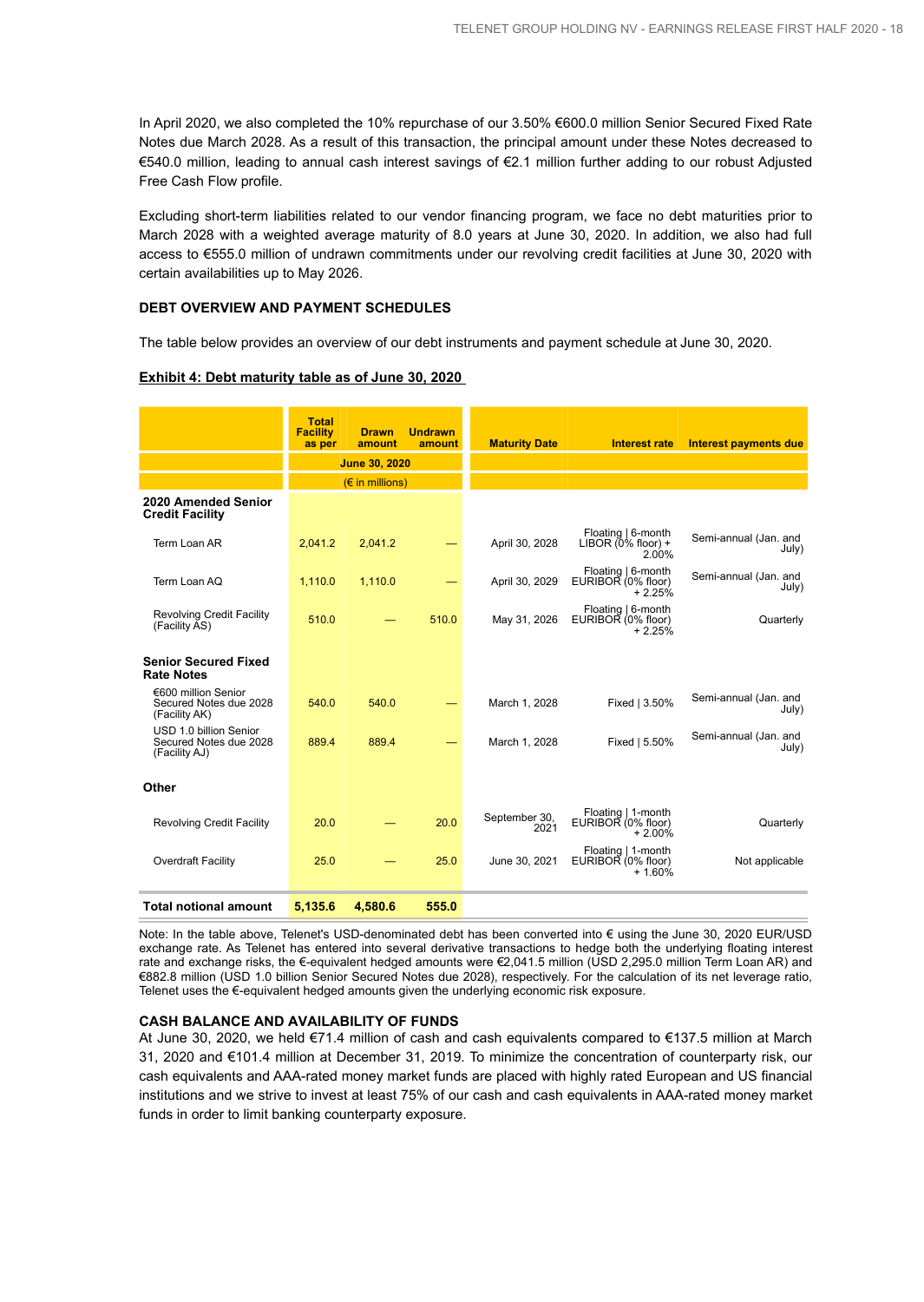In April 2020, we also completed the 10% repurchase of our 3.50% €600.0 million Senior Secured Fixed Rate Notes due March 2028. As a result of this transaction, the principal amount under these Notes decreased to €540.0 million, leading to annual cash interest savings of €2.1 million further adding to our robust Adjusted Free Cash Flow profile.

Excluding short-term liabilities related to our vendor financing program, we face no debt maturities prior to March 2028 with a weighted average maturity of 8.0 years at June 30, 2020. In addition, we also had full access to €555.0 million of undrawn commitments under our revolving credit facilities at June 30, 2020 with certain availabilities up to May 2026.

### DEBT OVERVIEW AND PAYMENT SCHEDULES

The table below provides an overview of our debt instruments and payment schedule at June 30, 2020.

**Exhibit 4: Debt maturity table as of June 30, 2020**

| | Total Facility as per | Drawn amount | Undrawn amount | Maturity Date | Interest rate | Interest payments due |
|---|---|---|---|---|---|---|
| | June 30, 2020 | | | | | |
| | (€ in millions) | | | | | |
| **2020 Amended Senior Credit Facility** | | | | | | |
| Term Loan AR | 2,041.2 | 2,041.2 | — | April 30, 2028 | Floating \| 6-month LIBOR (0% floor) + 2.00% | Semi-annual (Jan. and July) |
| Term Loan AQ | 1,110.0 | 1,110.0 | — | April 30, 2029 | Floating \| 6-month EURIBOR (0% floor) + 2.25% | Semi-annual (Jan. and July) |
| Revolving Credit Facility (Facility AS) | 510.0 | — | 510.0 | May 31, 2026 | Floating \| 6-month EURIBOR (0% floor) + 2.25% | Quarterly |
| **Senior Secured Fixed Rate Notes** | | | | | | |
| €600 million Senior Secured Notes due 2028 (Facility AK) | 540.0 | 540.0 | — | March 1, 2028 | Fixed \| 3.50% | Semi-annual (Jan. and July) |
| USD 1.0 billion Senior Secured Notes due 2028 (Facility AJ) | 889.4 | 889.4 | — | March 1, 2028 | Fixed \| 5.50% | Semi-annual (Jan. and July) |
| **Other** | | | | | | |
| Revolving Credit Facility | 20.0 | — | 20.0 | September 30, 2021 | Floating \| 1-month EURIBOR (0% floor) + 2.00% | Quarterly |
| Overdraft Facility | 25.0 | — | 25.0 | June 30, 2021 | Floating \| 1-month EURIBOR (0% floor) + 1.60% | Not applicable |
| **Total notional amount** | **5,135.6** | **4,580.6** | **555.0** | | | |

Note: In the table above, Telenet's USD-denominated debt has been converted into € using the June 30, 2020 EUR/USD exchange rate. As Telenet has entered into several derivative transactions to hedge both the underlying floating interest rate and exchange risks, the €-equivalent hedged amounts were €2,041.5 million (USD 2,295.0 million Term Loan AR) and €882.8 million (USD 1.0 billion Senior Secured Notes due 2028), respectively. For the calculation of its net leverage ratio, Telenet uses the €-equivalent hedged amounts given the underlying economic risk exposure.

### CASH BALANCE AND AVAILABILITY OF FUNDS

At June 30, 2020, we held €71.4 million of cash and cash equivalents compared to €137.5 million at March 31, 2020 and €101.4 million at December 31, 2019. To minimize the concentration of counterparty risk, our cash equivalents and AAA-rated money market funds are placed with highly rated European and US financial institutions and we strive to invest at least 75% of our cash and cash equivalents in AAA-rated money market funds in order to limit banking counterparty exposure.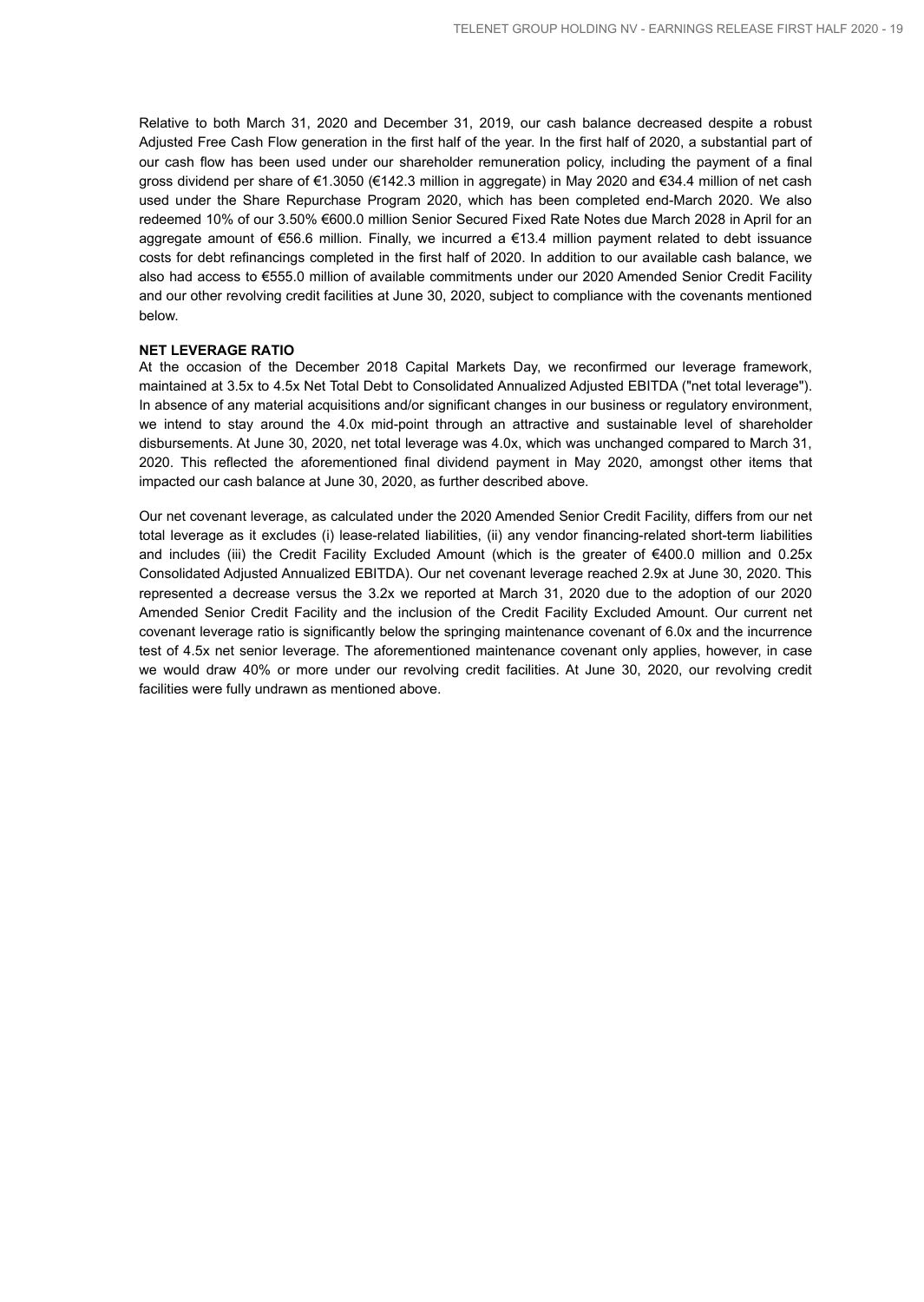Relative to both March 31, 2020 and December 31, 2019, our cash balance decreased despite a robust Adjusted Free Cash Flow generation in the first half of the year. In the first half of 2020, a substantial part of our cash flow has been used under our shareholder remuneration policy, including the payment of a final gross dividend per share of €1.3050 (€142.3 million in aggregate) in May 2020 and €34.4 million of net cash used under the Share Repurchase Program 2020, which has been completed end-March 2020. We also redeemed 10% of our 3.50% €600.0 million Senior Secured Fixed Rate Notes due March 2028 in April for an aggregate amount of €56.6 million. Finally, we incurred a €13.4 million payment related to debt issuance costs for debt refinancings completed in the first half of 2020. In addition to our available cash balance, we also had access to €555.0 million of available commitments under our 2020 Amended Senior Credit Facility and our other revolving credit facilities at June 30, 2020, subject to compliance with the covenants mentioned below.

**NET LEVERAGE RATIO**

At the occasion of the December 2018 Capital Markets Day, we reconfirmed our leverage framework, maintained at 3.5x to 4.5x Net Total Debt to Consolidated Annualized Adjusted EBITDA ("net total leverage"). In absence of any material acquisitions and/or significant changes in our business or regulatory environment, we intend to stay around the 4.0x mid-point through an attractive and sustainable level of shareholder disbursements. At June 30, 2020, net total leverage was 4.0x, which was unchanged compared to March 31, 2020. This reflected the aforementioned final dividend payment in May 2020, amongst other items that impacted our cash balance at June 30, 2020, as further described above.

Our net covenant leverage, as calculated under the 2020 Amended Senior Credit Facility, differs from our net total leverage as it excludes (i) lease-related liabilities, (ii) any vendor financing-related short-term liabilities and includes (iii) the Credit Facility Excluded Amount (which is the greater of €400.0 million and 0.25x Consolidated Adjusted Annualized EBITDA). Our net covenant leverage reached 2.9x at June 30, 2020. This represented a decrease versus the 3.2x we reported at March 31, 2020 due to the adoption of our 2020 Amended Senior Credit Facility and the inclusion of the Credit Facility Excluded Amount. Our current net covenant leverage ratio is significantly below the springing maintenance covenant of 6.0x and the incurrence test of 4.5x net senior leverage. The aforementioned maintenance covenant only applies, however, in case we would draw 40% or more under our revolving credit facilities. At June 30, 2020, our revolving credit facilities were fully undrawn as mentioned above.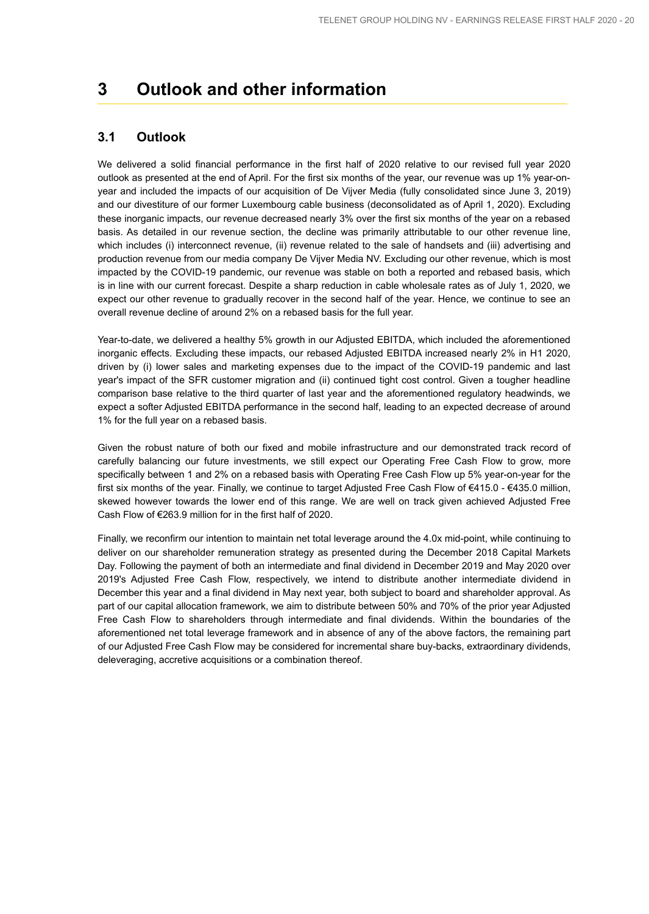# 3 Outlook and other information

## 3.1 Outlook

We delivered a solid financial performance in the first half of 2020 relative to our revised full year 2020 outlook as presented at the end of April. For the first six months of the year, our revenue was up 1% year-on-year and included the impacts of our acquisition of De Vijver Media (fully consolidated since June 3, 2019) and our divestiture of our former Luxembourg cable business (deconsolidated as of April 1, 2020). Excluding these inorganic impacts, our revenue decreased nearly 3% over the first six months of the year on a rebased basis. As detailed in our revenue section, the decline was primarily attributable to our other revenue line, which includes (i) interconnect revenue, (ii) revenue related to the sale of handsets and (iii) advertising and production revenue from our media company De Vijver Media NV. Excluding our other revenue, which is most impacted by the COVID-19 pandemic, our revenue was stable on both a reported and rebased basis, which is in line with our current forecast. Despite a sharp reduction in cable wholesale rates as of July 1, 2020, we expect our other revenue to gradually recover in the second half of the year. Hence, we continue to see an overall revenue decline of around 2% on a rebased basis for the full year.

Year-to-date, we delivered a healthy 5% growth in our Adjusted EBITDA, which included the aforementioned inorganic effects. Excluding these impacts, our rebased Adjusted EBITDA increased nearly 2% in H1 2020, driven by (i) lower sales and marketing expenses due to the impact of the COVID-19 pandemic and last year's impact of the SFR customer migration and (ii) continued tight cost control. Given a tougher headline comparison base relative to the third quarter of last year and the aforementioned regulatory headwinds, we expect a softer Adjusted EBITDA performance in the second half, leading to an expected decrease of around 1% for the full year on a rebased basis.

Given the robust nature of both our fixed and mobile infrastructure and our demonstrated track record of carefully balancing our future investments, we still expect our Operating Free Cash Flow to grow, more specifically between 1 and 2% on a rebased basis with Operating Free Cash Flow up 5% year-on-year for the first six months of the year. Finally, we continue to target Adjusted Free Cash Flow of €415.0 - €435.0 million, skewed however towards the lower end of this range. We are well on track given achieved Adjusted Free Cash Flow of €263.9 million for in the first half of 2020.

Finally, we reconfirm our intention to maintain net total leverage around the 4.0x mid-point, while continuing to deliver on our shareholder remuneration strategy as presented during the December 2018 Capital Markets Day. Following the payment of both an intermediate and final dividend in December 2019 and May 2020 over 2019's Adjusted Free Cash Flow, respectively, we intend to distribute another intermediate dividend in December this year and a final dividend in May next year, both subject to board and shareholder approval. As part of our capital allocation framework, we aim to distribute between 50% and 70% of the prior year Adjusted Free Cash Flow to shareholders through intermediate and final dividends. Within the boundaries of the aforementioned net total leverage framework and in absence of any of the above factors, the remaining part of our Adjusted Free Cash Flow may be considered for incremental share buy-backs, extraordinary dividends, deleveraging, accretive acquisitions or a combination thereof.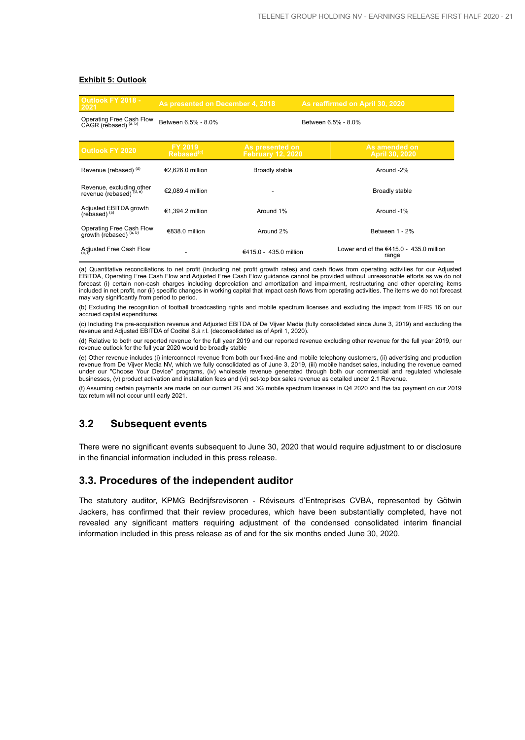**Exhibit 5: Outlook**

| Outlook FY 2018 - 2021 | As presented on December 4, 2018 | As reaffirmed on April 30, 2020 |
|---|---|---|
| Operating Free Cash Flow CAGR (rebased) [a, b] | Between 6.5% - 8.0% | Between 6.5% - 8.0% |

| Outlook FY 2020 | FY 2019 Rebased[c] | As presented on February 12, 2020 | As amended on April 30, 2020 |
|---|---|---|---|
| Revenue (rebased) [d] | €2,626.0 million | Broadly stable | Around -2% |
| Revenue, excluding other revenue (rebased) [d, e] | €2,089.4 million | - | Broadly stable |
| Adjusted EBITDA growth (rebased) [a] | €1,394.2 million | Around 1% | Around -1% |
| Operating Free Cash Flow growth (rebased) [a, b] | €838.0 million | Around 2% | Between 1 - 2% |
| Adjusted Free Cash Flow [a, f] | - | €415.0 - 435.0 million | Lower end of the €415.0 - 435.0 million range |

(a) Quantitative reconciliations to net profit (including net profit growth rates) and cash flows from operating activities for our Adjusted EBITDA, Operating Free Cash Flow and Adjusted Free Cash Flow guidance cannot be provided without unreasonable efforts as we do not forecast (i) certain non-cash charges including depreciation and amortization and impairment, restructuring and other operating items included in net profit, nor (ii) specific changes in working capital that impact cash flows from operating activities. The items we do not forecast may vary significantly from period to period.

(b) Excluding the recognition of football broadcasting rights and mobile spectrum licenses and excluding the impact from IFRS 16 on our accrued capital expenditures.

(c) Including the pre-acquisition revenue and Adjusted EBITDA of De Vijver Media (fully consolidated since June 3, 2019) and excluding the revenue and Adjusted EBITDA of Coditel S.à r.l. (deconsolidated as of April 1, 2020).

(d) Relative to both our reported revenue for the full year 2019 and our reported revenue excluding other revenue for the full year 2019, our revenue outlook for the full year 2020 would be broadly stable

(e) Other revenue includes (i) interconnect revenue from both our fixed-line and mobile telephony customers, (ii) advertising and production revenue from De Vijver Media NV, which we fully consolidated as of June 3, 2019, (iii) mobile handset sales, including the revenue earned under our "Choose Your Device" programs, (iv) wholesale revenue generated through both our commercial and regulated wholesale businesses, (v) product activation and installation fees and (vi) set-top box sales revenue as detailed under 2.1 Revenue.

(f) Assuming certain payments are made on our current 2G and 3G mobile spectrum licenses in Q4 2020 and the tax payment on our 2019 tax return will not occur until early 2021.

## 3.2 Subsequent events

There were no significant events subsequent to June 30, 2020 that would require adjustment to or disclosure in the financial information included in this press release.

## 3.3. Procedures of the independent auditor

The statutory auditor, KPMG Bedrijfsrevisoren - Réviseurs d'Entreprises CVBA, represented by Götwin Jackers, has confirmed that their review procedures, which have been substantially completed, have not revealed any significant matters requiring adjustment of the condensed consolidated interim financial information included in this press release as of and for the six months ended June 30, 2020.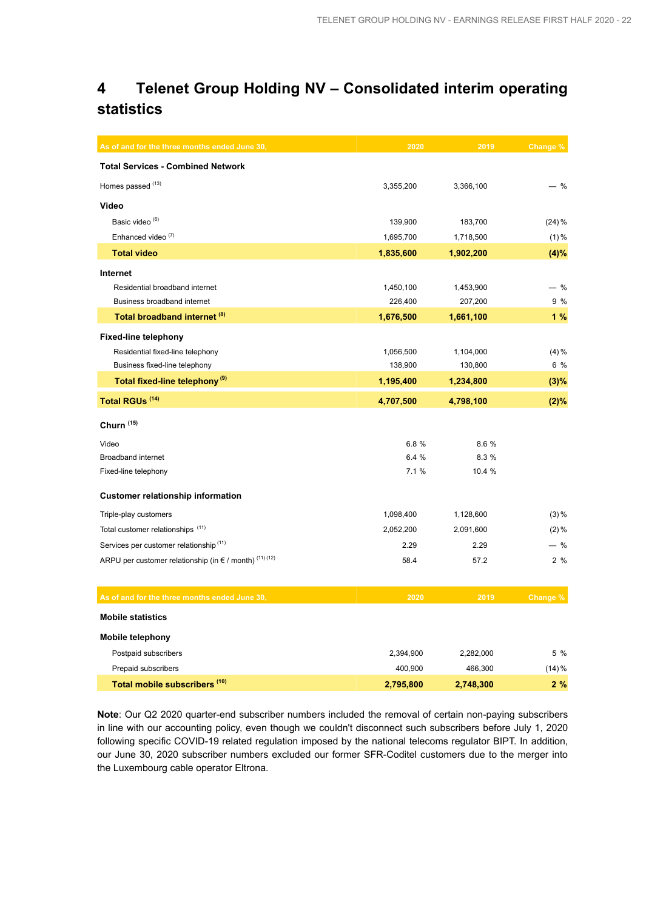# 4 Telenet Group Holding NV – Consolidated interim operating statistics

| As of and for the three months ended June 30, | 2020 | 2019 | Change % |
|---|---|---|---|
| **Total Services - Combined Network** | | | |
| Homes passed [13] | 3,355,200 | 3,366,100 | — % |
| **Video** | | | |
| Basic video [6] | 139,900 | 183,700 | (24) % |
| Enhanced video [7] | 1,695,700 | 1,718,500 | (1) % |
| **Total video** | **1,835,600** | **1,902,200** | **(4)%** |
| **Internet** | | | |
| Residential broadband internet | 1,450,100 | 1,453,900 | — % |
| Business broadband internet | 226,400 | 207,200 | 9 % |
| **Total broadband internet [8]** | **1,676,500** | **1,661,100** | **1 %** |
| **Fixed-line telephony** | | | |
| Residential fixed-line telephony | 1,056,500 | 1,104,000 | (4) % |
| Business fixed-line telephony | 138,900 | 130,800 | 6 % |
| **Total fixed-line telephony [9]** | **1,195,400** | **1,234,800** | **(3)%** |
| **Total RGUs [14]** | **4,707,500** | **4,798,100** | **(2)%** |
| **Churn [15]** | | | |
| Video | 6.8 % | 8.6 % | |
| Broadband internet | 6.4 % | 8.3 % | |
| Fixed-line telephony | 7.1 % | 10.4 % | |
| **Customer relationship information** | | | |
| Triple-play customers | 1,098,400 | 1,128,600 | (3) % |
| Total customer relationships [11] | 2,052,200 | 2,091,600 | (2) % |
| Services per customer relationship [11] | 2.29 | 2.29 | — % |
| ARPU per customer relationship (in € / month) [11] [12] | 58.4 | 57.2 | 2 % |

| As of and for the three months ended June 30, | 2020 | 2019 | Change % |
|---|---|---|---|
| **Mobile statistics** | | | |
| **Mobile telephony** | | | |
| Postpaid subscribers | 2,394,900 | 2,282,000 | 5 % |
| Prepaid subscribers | 400,900 | 466,300 | (14) % |
| **Total mobile subscribers [10]** | **2,795,800** | **2,748,300** | **2 %** |

**Note**: Our Q2 2020 quarter-end subscriber numbers included the removal of certain non-paying subscribers in line with our accounting policy, even though we couldn't disconnect such subscribers before July 1, 2020 following specific COVID-19 related regulation imposed by the national telecoms regulator BIPT. In addition, our June 30, 2020 subscriber numbers excluded our former SFR-Coditel customers due to the merger into the Luxembourg cable operator Eltrona.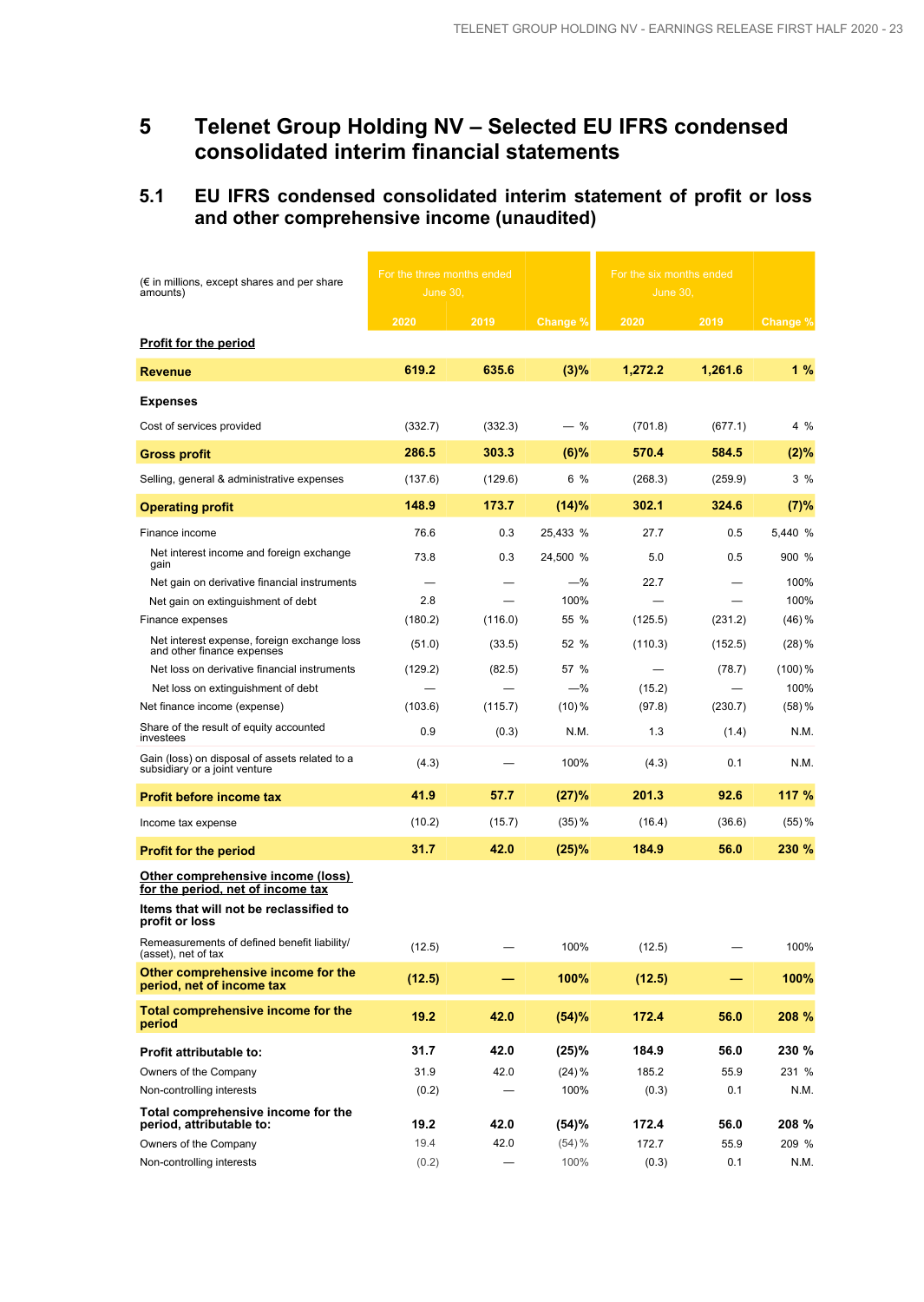# 5 Telenet Group Holding NV – Selected EU IFRS condensed consolidated interim financial statements

## 5.1 EU IFRS condensed consolidated interim statement of profit or loss and other comprehensive income (unaudited)

| (€ in millions, except shares and per share amounts) | For the three months ended June 30, | | | For the six months ended June 30, | | |
|---|---|---|---|---|---|---|
| | 2020 | 2019 | Change % | 2020 | 2019 | Change % |
| **Profit for the period** | | | | | | |
| **Revenue** | **619.2** | **635.6** | **(3)%** | **1,272.2** | **1,261.6** | **1 %** |
| **Expenses** | | | | | | |
| Cost of services provided | (332.7) | (332.3) | — % | (701.8) | (677.1) | 4 % |
| **Gross profit** | **286.5** | **303.3** | **(6)%** | **570.4** | **584.5** | **(2)%** |
| Selling, general & administrative expenses | (137.6) | (129.6) | 6 % | (268.3) | (259.9) | 3 % |
| **Operating profit** | **148.9** | **173.7** | **(14)%** | **302.1** | **324.6** | **(7)%** |
| Finance income | 76.6 | 0.3 | 25,433 % | 27.7 | 0.5 | 5,440 % |
| Net interest income and foreign exchange gain | 73.8 | 0.3 | 24,500 % | 5.0 | 0.5 | 900 % |
| Net gain on derivative financial instruments | — | — | —% | 22.7 | — | 100% |
| Net gain on extinguishment of debt | 2.8 | — | 100% | — | — | 100% |
| Finance expenses | (180.2) | (116.0) | 55 % | (125.5) | (231.2) | (46) % |
| Net interest expense, foreign exchange loss and other finance expenses | (51.0) | (33.5) | 52 % | (110.3) | (152.5) | (28) % |
| Net loss on derivative financial instruments | (129.2) | (82.5) | 57 % | — | (78.7) | (100) % |
| Net loss on extinguishment of debt | — | — | —% | (15.2) | — | 100% |
| Net finance income (expense) | (103.6) | (115.7) | (10) % | (97.8) | (230.7) | (58) % |
| Share of the result of equity accounted investees | 0.9 | (0.3) | N.M. | 1.3 | (1.4) | N.M. |
| Gain (loss) on disposal of assets related to a subsidiary or a joint venture | (4.3) | — | 100% | (4.3) | 0.1 | N.M. |
| **Profit before income tax** | **41.9** | **57.7** | **(27)%** | **201.3** | **92.6** | **117 %** |
| Income tax expense | (10.2) | (15.7) | (35) % | (16.4) | (36.6) | (55) % |
| **Profit for the period** | **31.7** | **42.0** | **(25)%** | **184.9** | **56.0** | **230 %** |
| **Other comprehensive income (loss) for the period, net of income tax** | | | | | | |
| **Items that will not be reclassified to profit or loss** | | | | | | |
| Remeasurements of defined benefit liability/(asset), net of tax | (12.5) | — | 100% | (12.5) | — | 100% |
| **Other comprehensive income for the period, net of income tax** | **(12.5)** | **—** | **100%** | **(12.5)** | **—** | **100%** |
| **Total comprehensive income for the period** | **19.2** | **42.0** | **(54)%** | **172.4** | **56.0** | **208 %** |
| **Profit attributable to:** | **31.7** | **42.0** | **(25)%** | **184.9** | **56.0** | **230 %** |
| Owners of the Company | 31.9 | 42.0 | (24) % | 185.2 | 55.9 | 231 % |
| Non-controlling interests | (0.2) | — | 100% | (0.3) | 0.1 | N.M. |
| **Total comprehensive income for the period, attributable to:** | **19.2** | **42.0** | **(54)%** | **172.4** | **56.0** | **208 %** |
| Owners of the Company | 19.4 | 42.0 | (54) % | 172.7 | 55.9 | 209 % |
| Non-controlling interests | (0.2) | — | 100% | (0.3) | 0.1 | N.M. |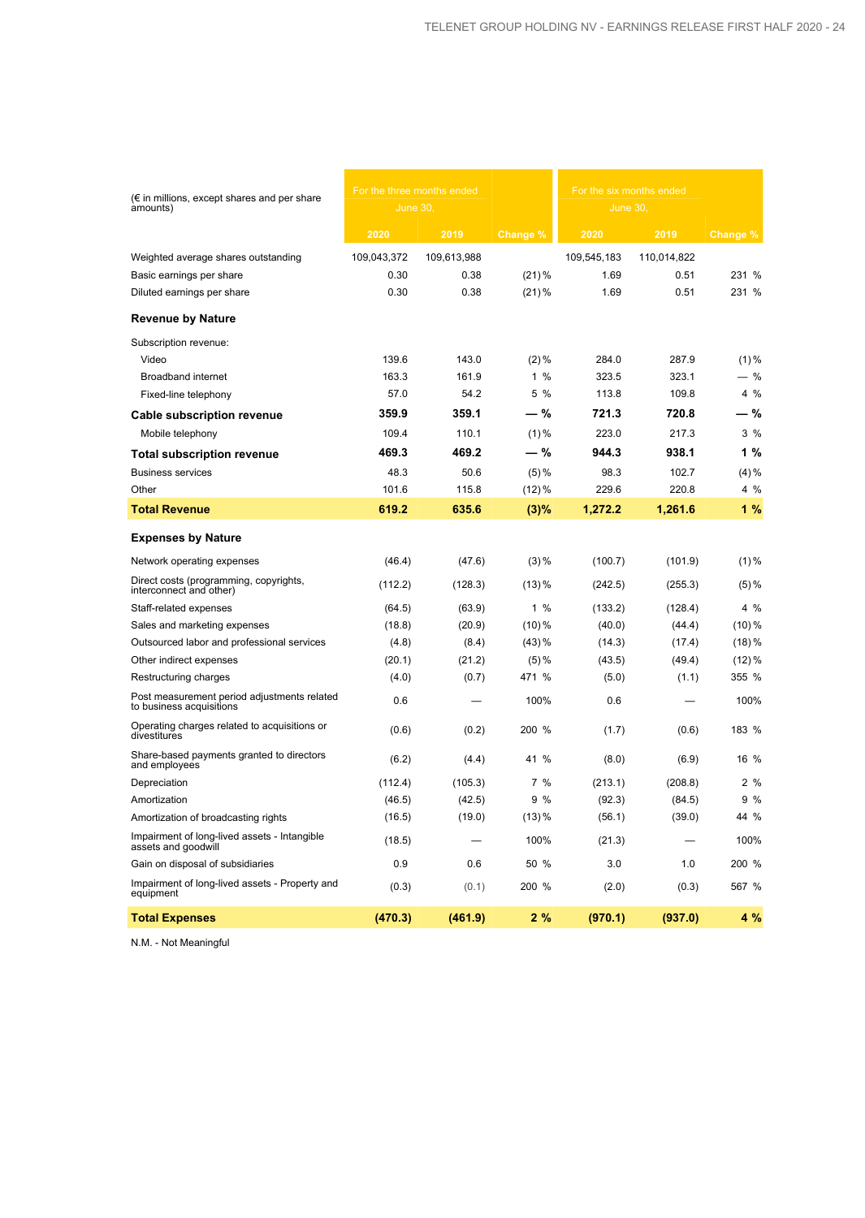| (€ in millions, except shares and per share amounts) | For the three months ended June 30, | | | For the six months ended June 30, | | |
|---|---|---|---|---|---|---|
| | 2020 | 2019 | Change % | 2020 | 2019 | Change % |
| Weighted average shares outstanding | 109,043,372 | 109,613,988 | | 109,545,183 | 110,014,822 | |
| Basic earnings per share | 0.30 | 0.38 | (21) % | 1.69 | 0.51 | 231 % |
| Diluted earnings per share | 0.30 | 0.38 | (21) % | 1.69 | 0.51 | 231 % |
| **Revenue by Nature** | | | | | | |
| Subscription revenue: | | | | | | |
| Video | 139.6 | 143.0 | (2) % | 284.0 | 287.9 | (1) % |
| Broadband internet | 163.3 | 161.9 | 1 % | 323.5 | 323.1 | — % |
| Fixed-line telephony | 57.0 | 54.2 | 5 % | 113.8 | 109.8 | 4 % |
| **Cable subscription revenue** | **359.9** | **359.1** | **— %** | **721.3** | **720.8** | **— %** |
| Mobile telephony | 109.4 | 110.1 | (1) % | 223.0 | 217.3 | 3 % |
| **Total subscription revenue** | **469.3** | **469.2** | **— %** | **944.3** | **938.1** | **1 %** |
| Business services | 48.3 | 50.6 | (5) % | 98.3 | 102.7 | (4) % |
| Other | 101.6 | 115.8 | (12) % | 229.6 | 220.8 | 4 % |
| **Total Revenue** | **619.2** | **635.6** | **(3)%** | **1,272.2** | **1,261.6** | **1 %** |
| **Expenses by Nature** | | | | | | |
| Network operating expenses | (46.4) | (47.6) | (3) % | (100.7) | (101.9) | (1) % |
| Direct costs (programming, copyrights, interconnect and other) | (112.2) | (128.3) | (13) % | (242.5) | (255.3) | (5) % |
| Staff-related expenses | (64.5) | (63.9) | 1 % | (133.2) | (128.4) | 4 % |
| Sales and marketing expenses | (18.8) | (20.9) | (10) % | (40.0) | (44.4) | (10) % |
| Outsourced labor and professional services | (4.8) | (8.4) | (43) % | (14.3) | (17.4) | (18) % |
| Other indirect expenses | (20.1) | (21.2) | (5) % | (43.5) | (49.4) | (12) % |
| Restructuring charges | (4.0) | (0.7) | 471 % | (5.0) | (1.1) | 355 % |
| Post measurement period adjustments related to business acquisitions | 0.6 | — | 100% | 0.6 | — | 100% |
| Operating charges related to acquisitions or divestitures | (0.6) | (0.2) | 200 % | (1.7) | (0.6) | 183 % |
| Share-based payments granted to directors and employees | (6.2) | (4.4) | 41 % | (8.0) | (6.9) | 16 % |
| Depreciation | (112.4) | (105.3) | 7 % | (213.1) | (208.8) | 2 % |
| Amortization | (46.5) | (42.5) | 9 % | (92.3) | (84.5) | 9 % |
| Amortization of broadcasting rights | (16.5) | (19.0) | (13) % | (56.1) | (39.0) | 44 % |
| Impairment of long-lived assets - Intangible assets and goodwill | (18.5) | — | 100% | (21.3) | — | 100% |
| Gain on disposal of subsidiaries | 0.9 | 0.6 | 50 % | 3.0 | 1.0 | 200 % |
| Impairment of long-lived assets - Property and equipment | (0.3) | (0.1) | 200 % | (2.0) | (0.3) | 567 % |
| **Total Expenses** | **(470.3)** | **(461.9)** | **2 %** | **(970.1)** | **(937.0)** | **4 %** |

N.M. - Not Meaningful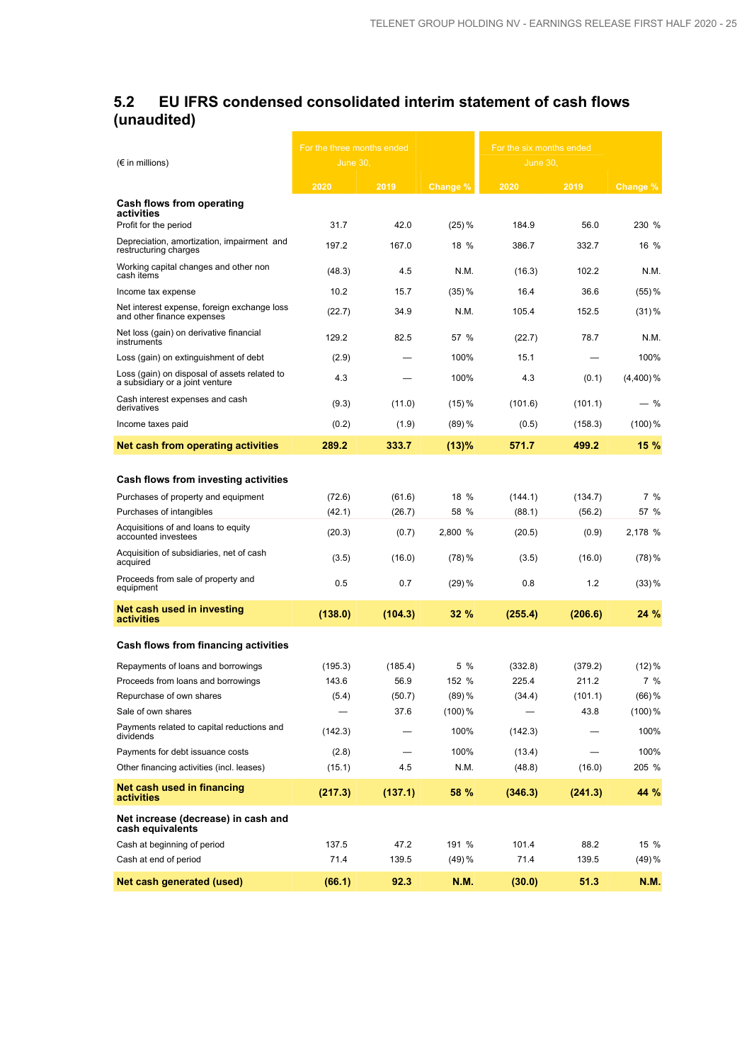## 5.2 EU IFRS condensed consolidated interim statement of cash flows (unaudited)

| (€ in millions) | For the three months ended June 30, | | | For the six months ended June 30, | | |
|---|---|---|---|---|---|---|
| | 2020 | 2019 | Change % | 2020 | 2019 | Change % |
| **Cash flows from operating activities** | | | | | | |
| Profit for the period | 31.7 | 42.0 | (25) % | 184.9 | 56.0 | 230 % |
| Depreciation, amortization, impairment and restructuring charges | 197.2 | 167.0 | 18 % | 386.7 | 332.7 | 16 % |
| Working capital changes and other non cash items | (48.3) | 4.5 | N.M. | (16.3) | 102.2 | N.M. |
| Income tax expense | 10.2 | 15.7 | (35) % | 16.4 | 36.6 | (55) % |
| Net interest expense, foreign exchange loss and other finance expenses | (22.7) | 34.9 | N.M. | 105.4 | 152.5 | (31) % |
| Net loss (gain) on derivative financial instruments | 129.2 | 82.5 | 57 % | (22.7) | 78.7 | N.M. |
| Loss (gain) on extinguishment of debt | (2.9) | — | 100% | 15.1 | — | 100% |
| Loss (gain) on disposal of assets related to a subsidiary or a joint venture | 4.3 | — | 100% | 4.3 | (0.1) | (4,400) % |
| Cash interest expenses and cash derivatives | (9.3) | (11.0) | (15) % | (101.6) | (101.1) | — % |
| Income taxes paid | (0.2) | (1.9) | (89) % | (0.5) | (158.3) | (100) % |
| **Net cash from operating activities** | **289.2** | **333.7** | **(13)%** | **571.7** | **499.2** | **15 %** |
| **Cash flows from investing activities** | | | | | | |
| Purchases of property and equipment | (72.6) | (61.6) | 18 % | (144.1) | (134.7) | 7 % |
| Purchases of intangibles | (42.1) | (26.7) | 58 % | (88.1) | (56.2) | 57 % |
| Acquisitions of and loans to equity accounted investees | (20.3) | (0.7) | 2,800 % | (20.5) | (0.9) | 2,178 % |
| Acquisition of subsidiaries, net of cash acquired | (3.5) | (16.0) | (78) % | (3.5) | (16.0) | (78) % |
| Proceeds from sale of property and equipment | 0.5 | 0.7 | (29) % | 0.8 | 1.2 | (33) % |
| **Net cash used in investing activities** | **(138.0)** | **(104.3)** | **32 %** | **(255.4)** | **(206.6)** | **24 %** |
| **Cash flows from financing activities** | | | | | | |
| Repayments of loans and borrowings | (195.3) | (185.4) | 5 % | (332.8) | (379.2) | (12) % |
| Proceeds from loans and borrowings | 143.6 | 56.9 | 152 % | 225.4 | 211.2 | 7 % |
| Repurchase of own shares | (5.4) | (50.7) | (89) % | (34.4) | (101.1) | (66) % |
| Sale of own shares | — | 37.6 | (100) % | — | 43.8 | (100) % |
| Payments related to capital reductions and dividends | (142.3) | — | 100% | (142.3) | — | 100% |
| Payments for debt issuance costs | (2.8) | — | 100% | (13.4) | — | 100% |
| Other financing activities (incl. leases) | (15.1) | 4.5 | N.M. | (48.8) | (16.0) | 205 % |
| **Net cash used in financing activities** | **(217.3)** | **(137.1)** | **58 %** | **(346.3)** | **(241.3)** | **44 %** |
| **Net increase (decrease) in cash and cash equivalents** | | | | | | |
| Cash at beginning of period | 137.5 | 47.2 | 191 % | 101.4 | 88.2 | 15 % |
| Cash at end of period | 71.4 | 139.5 | (49) % | 71.4 | 139.5 | (49) % |
| **Net cash generated (used)** | **(66.1)** | **92.3** | **N.M.** | **(30.0)** | **51.3** | **N.M.** |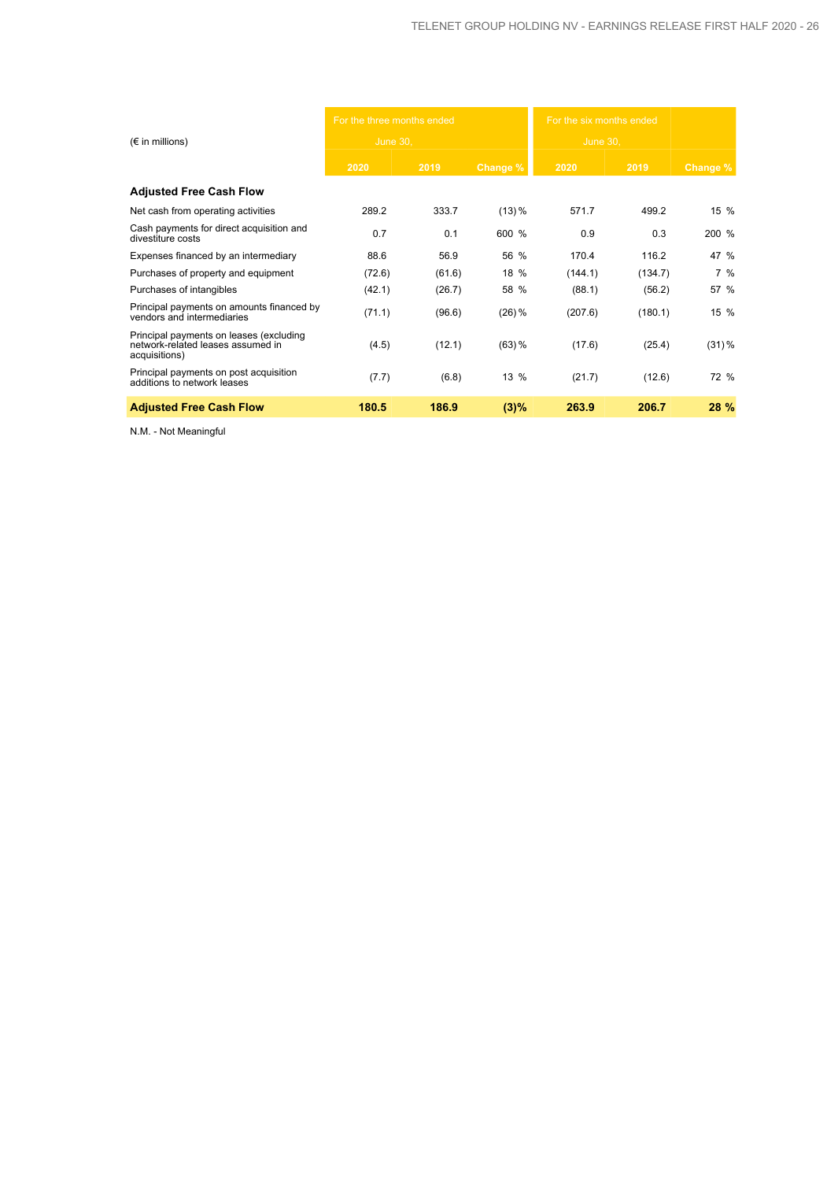| (€ in millions) | For the three months ended June 30, | | | For the six months ended June 30, | | |
|---|---|---|---|---|---|---|
| | 2020 | 2019 | Change % | 2020 | 2019 | Change % |
| **Adjusted Free Cash Flow** | | | | | | |
| Net cash from operating activities | 289.2 | 333.7 | (13) % | 571.7 | 499.2 | 15 % |
| Cash payments for direct acquisition and divestiture costs | 0.7 | 0.1 | 600 % | 0.9 | 0.3 | 200 % |
| Expenses financed by an intermediary | 88.6 | 56.9 | 56 % | 170.4 | 116.2 | 47 % |
| Purchases of property and equipment | (72.6) | (61.6) | 18 % | (144.1) | (134.7) | 7 % |
| Purchases of intangibles | (42.1) | (26.7) | 58 % | (88.1) | (56.2) | 57 % |
| Principal payments on amounts financed by vendors and intermediaries | (71.1) | (96.6) | (26) % | (207.6) | (180.1) | 15 % |
| Principal payments on leases (excluding network-related leases assumed in acquisitions) | (4.5) | (12.1) | (63) % | (17.6) | (25.4) | (31) % |
| Principal payments on post acquisition additions to network leases | (7.7) | (6.8) | 13 % | (21.7) | (12.6) | 72 % |
| **Adjusted Free Cash Flow** | **180.5** | **186.9** | **(3)%** | **263.9** | **206.7** | **28 %** |

N.M. - Not Meaningful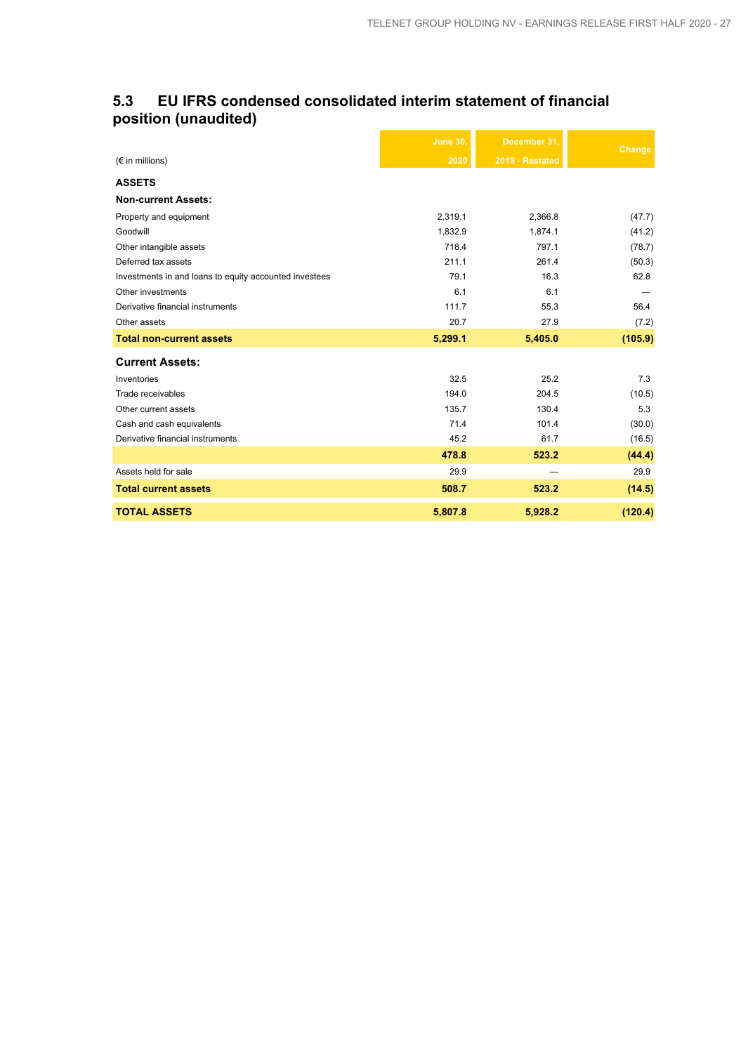## 5.3 EU IFRS condensed consolidated interim statement of financial position (unaudited)

| (€ in millions) | June 30, 2020 | December 31, 2019 - Restated | Change |
|---|---|---|---|
| **ASSETS** | | | |
| **Non-current Assets:** | | | |
| Property and equipment | 2,319.1 | 2,366.8 | (47.7) |
| Goodwill | 1,832.9 | 1,874.1 | (41.2) |
| Other intangible assets | 718.4 | 797.1 | (78.7) |
| Deferred tax assets | 211.1 | 261.4 | (50.3) |
| Investments in and loans to equity accounted investees | 79.1 | 16.3 | 62.8 |
| Other investments | 6.1 | 6.1 | — |
| Derivative financial instruments | 111.7 | 55.3 | 56.4 |
| Other assets | 20.7 | 27.9 | (7.2) |
| **Total non-current assets** | **5,299.1** | **5,405.0** | **(105.9)** |
| **Current Assets:** | | | |
| Inventories | 32.5 | 25.2 | 7.3 |
| Trade receivables | 194.0 | 204.5 | (10.5) |
| Other current assets | 135.7 | 130.4 | 5.3 |
| Cash and cash equivalents | 71.4 | 101.4 | (30.0) |
| Derivative financial instruments | 45.2 | 61.7 | (16.5) |
| | **478.8** | **523.2** | **(44.4)** |
| Assets held for sale | 29.9 | — | 29.9 |
| **Total current assets** | **508.7** | **523.2** | **(14.5)** |
| **TOTAL ASSETS** | **5,807.8** | **5,928.2** | **(120.4)** |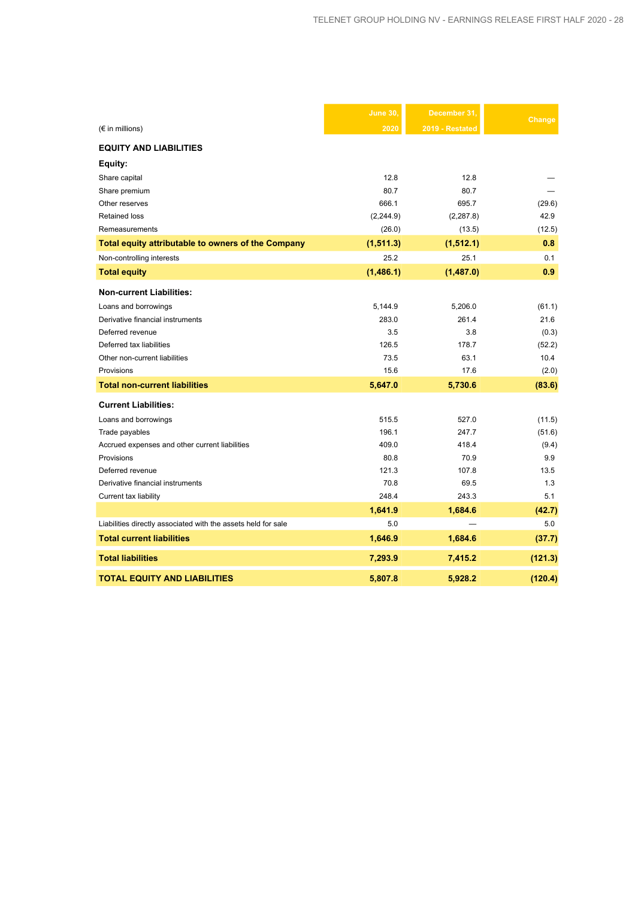| (€ in millions) | June 30, 2020 | December 31, 2019 - Restated | Change |
|---|---|---|---|
| **EQUITY AND LIABILITIES** | | | |
| **Equity:** | | | |
| Share capital | 12.8 | 12.8 | — |
| Share premium | 80.7 | 80.7 | — |
| Other reserves | 666.1 | 695.7 | (29.6) |
| Retained loss | (2,244.9) | (2,287.8) | 42.9 |
| Remeasurements | (26.0) | (13.5) | (12.5) |
| **Total equity attributable to owners of the Company** | **(1,511.3)** | **(1,512.1)** | **0.8** |
| Non-controlling interests | 25.2 | 25.1 | 0.1 |
| **Total equity** | **(1,486.1)** | **(1,487.0)** | **0.9** |
| **Non-current Liabilities:** | | | |
| Loans and borrowings | 5,144.9 | 5,206.0 | (61.1) |
| Derivative financial instruments | 283.0 | 261.4 | 21.6 |
| Deferred revenue | 3.5 | 3.8 | (0.3) |
| Deferred tax liabilities | 126.5 | 178.7 | (52.2) |
| Other non-current liabilities | 73.5 | 63.1 | 10.4 |
| Provisions | 15.6 | 17.6 | (2.0) |
| **Total non-current liabilities** | **5,647.0** | **5,730.6** | **(83.6)** |
| **Current Liabilities:** | | | |
| Loans and borrowings | 515.5 | 527.0 | (11.5) |
| Trade payables | 196.1 | 247.7 | (51.6) |
| Accrued expenses and other current liabilities | 409.0 | 418.4 | (9.4) |
| Provisions | 80.8 | 70.9 | 9.9 |
| Deferred revenue | 121.3 | 107.8 | 13.5 |
| Derivative financial instruments | 70.8 | 69.5 | 1.3 |
| Current tax liability | 248.4 | 243.3 | 5.1 |
| | **1,641.9** | **1,684.6** | **(42.7)** |
| Liabilities directly associated with the assets held for sale | 5.0 | — | 5.0 |
| **Total current liabilities** | **1,646.9** | **1,684.6** | **(37.7)** |
| **Total liabilities** | **7,293.9** | **7,415.2** | **(121.3)** |
| **TOTAL EQUITY AND LIABILITIES** | **5,807.8** | **5,928.2** | **(120.4)** |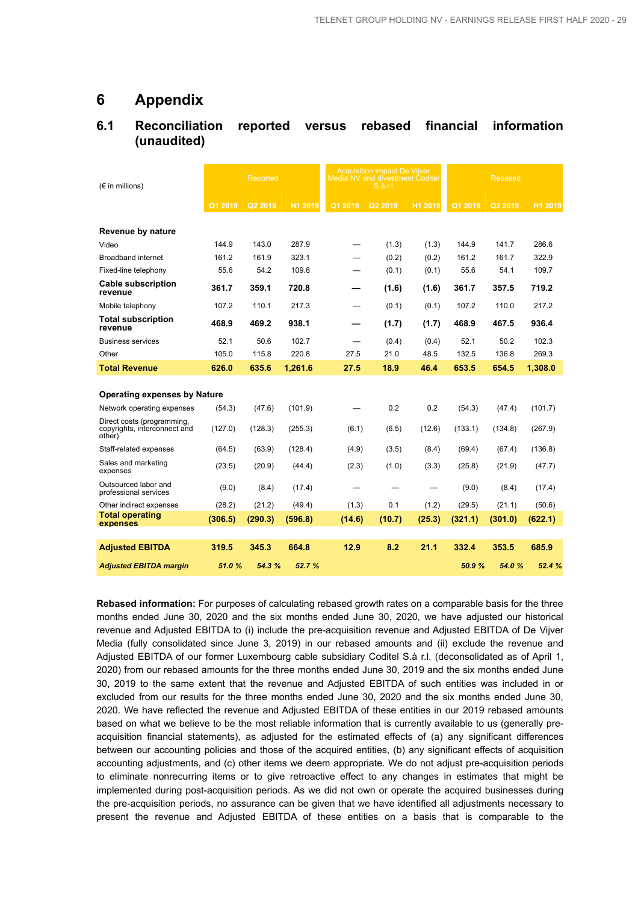# 6 Appendix

## 6.1 Reconciliation reported versus rebased financial information (unaudited)

| (€ in millions) | Reported | | | Acquisition impact De Vijver Media NV and divestment Coditel S.à r.l. | | | Rebased | | |
|---|---|---|---|---|---|---|---|---|---|
| | Q1 2019 | Q2 2019 | H1 2019 | Q1 2019 | Q2 2019 | H1 2019 | Q1 2019 | Q2 2019 | H1 2019 |
| **Revenue by nature** | | | | | | | | | |
| Video | 144.9 | 143.0 | 287.9 | — | (1.3) | (1.3) | 144.9 | 141.7 | 286.6 |
| Broadband internet | 161.2 | 161.9 | 323.1 | — | (0.2) | (0.2) | 161.2 | 161.7 | 322.9 |
| Fixed-line telephony | 55.6 | 54.2 | 109.8 | — | (0.1) | (0.1) | 55.6 | 54.1 | 109.7 |
| **Cable subscription revenue** | **361.7** | **359.1** | **720.8** | **—** | **(1.6)** | **(1.6)** | **361.7** | **357.5** | **719.2** |
| Mobile telephony | 107.2 | 110.1 | 217.3 | — | (0.1) | (0.1) | 107.2 | 110.0 | 217.2 |
| **Total subscription revenue** | **468.9** | **469.2** | **938.1** | **—** | **(1.7)** | **(1.7)** | **468.9** | **467.5** | **936.4** |
| Business services | 52.1 | 50.6 | 102.7 | — | (0.4) | (0.4) | 52.1 | 50.2 | 102.3 |
| Other | 105.0 | 115.8 | 220.8 | 27.5 | 21.0 | 48.5 | 132.5 | 136.8 | 269.3 |
| **Total Revenue** | **626.0** | **635.6** | **1,261.6** | **27.5** | **18.9** | **46.4** | **653.5** | **654.5** | **1,308.0** |
| **Operating expenses by Nature** | | | | | | | | | |
| Network operating expenses | (54.3) | (47.6) | (101.9) | — | 0.2 | 0.2 | (54.3) | (47.4) | (101.7) |
| Direct costs (programming, copyrights, interconnect and other) | (127.0) | (128.3) | (255.3) | (6.1) | (6.5) | (12.6) | (133.1) | (134.8) | (267.9) |
| Staff-related expenses | (64.5) | (63.9) | (128.4) | (4.9) | (3.5) | (8.4) | (69.4) | (67.4) | (136.8) |
| Sales and marketing expenses | (23.5) | (20.9) | (44.4) | (2.3) | (1.0) | (3.3) | (25.8) | (21.9) | (47.7) |
| Outsourced labor and professional services | (9.0) | (8.4) | (17.4) | — | — | — | (9.0) | (8.4) | (17.4) |
| Other indirect expenses | (28.2) | (21.2) | (49.4) | (1.3) | 0.1 | (1.2) | (29.5) | (21.1) | (50.6) |
| **Total operating expenses** | **(306.5)** | **(290.3)** | **(596.8)** | **(14.6)** | **(10.7)** | **(25.3)** | **(321.1)** | **(301.0)** | **(622.1)** |
| **Adjusted EBITDA** | **319.5** | **345.3** | **664.8** | **12.9** | **8.2** | **21.1** | **332.4** | **353.5** | **685.9** |
| ***Adjusted EBITDA margin*** | ***51.0 %*** | ***54.3 %*** | ***52.7 %*** | | | | ***50.9 %*** | ***54.0 %*** | ***52.4 %*** |

**Rebased information:** For purposes of calculating rebased growth rates on a comparable basis for the three months ended June 30, 2020 and the six months ended June 30, 2020, we have adjusted our historical revenue and Adjusted EBITDA to (i) include the pre-acquisition revenue and Adjusted EBITDA of De Vijver Media (fully consolidated since June 3, 2019) in our rebased amounts and (ii) exclude the revenue and Adjusted EBITDA of our former Luxembourg cable subsidiary Coditel S.à r.l. (deconsolidated as of April 1, 2020) from our rebased amounts for the three months ended June 30, 2019 and the six months ended June 30, 2019 to the same extent that the revenue and Adjusted EBITDA of such entities was included in or excluded from our results for the three months ended June 30, 2020 and the six months ended June 30, 2020. We have reflected the revenue and Adjusted EBITDA of these entities in our 2019 rebased amounts based on what we believe to be the most reliable information that is currently available to us (generally pre-acquisition financial statements), as adjusted for the estimated effects of (a) any significant differences between our accounting policies and those of the acquired entities, (b) any significant effects of acquisition accounting adjustments, and (c) other items we deem appropriate. We do not adjust pre-acquisition periods to eliminate nonrecurring items or to give retroactive effect to any changes in estimates that might be implemented during post-acquisition periods. As we did not own or operate the acquired businesses during the pre-acquisition periods, no assurance can be given that we have identified all adjustments necessary to present the revenue and Adjusted EBITDA of these entities on a basis that is comparable to the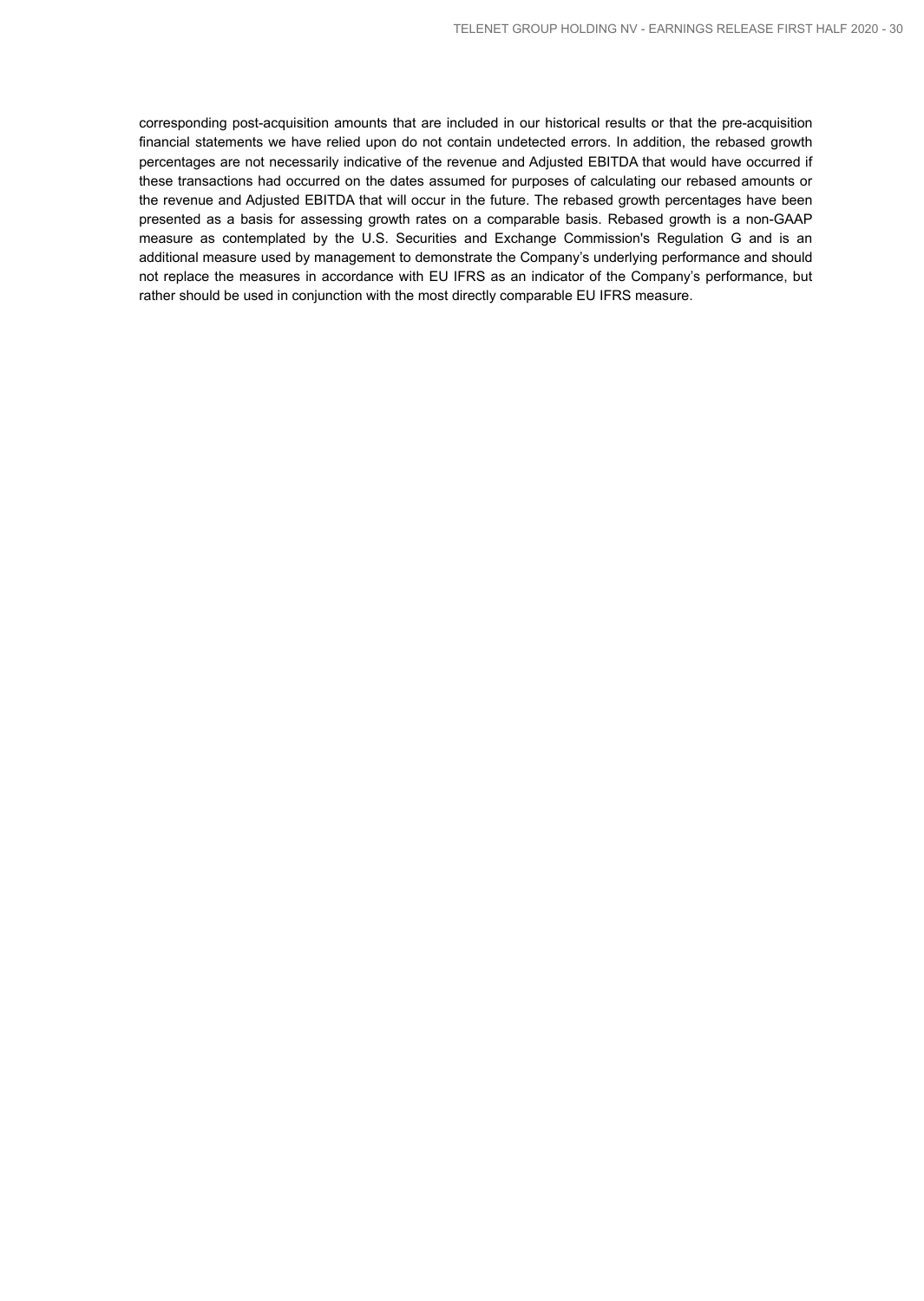corresponding post-acquisition amounts that are included in our historical results or that the pre-acquisition financial statements we have relied upon do not contain undetected errors. In addition, the rebased growth percentages are not necessarily indicative of the revenue and Adjusted EBITDA that would have occurred if these transactions had occurred on the dates assumed for purposes of calculating our rebased amounts or the revenue and Adjusted EBITDA that will occur in the future. The rebased growth percentages have been presented as a basis for assessing growth rates on a comparable basis. Rebased growth is a non-GAAP measure as contemplated by the U.S. Securities and Exchange Commission's Regulation G and is an additional measure used by management to demonstrate the Company's underlying performance and should not replace the measures in accordance with EU IFRS as an indicator of the Company's performance, but rather should be used in conjunction with the most directly comparable EU IFRS measure.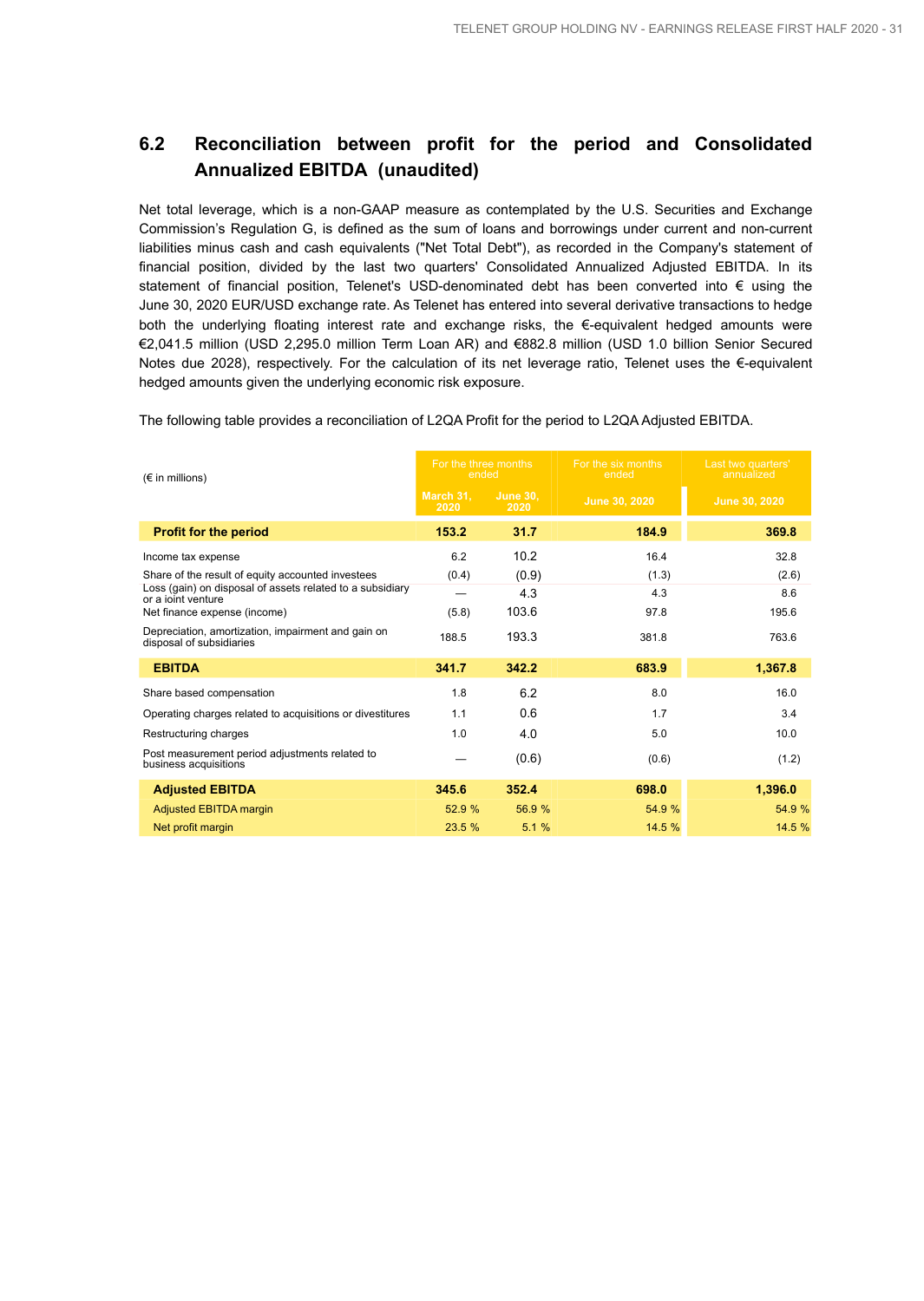## 6.2 Reconciliation between profit for the period and Consolidated Annualized EBITDA (unaudited)

Net total leverage, which is a non-GAAP measure as contemplated by the U.S. Securities and Exchange Commission's Regulation G, is defined as the sum of loans and borrowings under current and non-current liabilities minus cash and cash equivalents ("Net Total Debt"), as recorded in the Company's statement of financial position, divided by the last two quarters' Consolidated Annualized Adjusted EBITDA. In its statement of financial position, Telenet's USD-denominated debt has been converted into € using the June 30, 2020 EUR/USD exchange rate. As Telenet has entered into several derivative transactions to hedge both the underlying floating interest rate and exchange risks, the €-equivalent hedged amounts were €2,041.5 million (USD 2,295.0 million Term Loan AR) and €882.8 million (USD 1.0 billion Senior Secured Notes due 2028), respectively. For the calculation of its net leverage ratio, Telenet uses the €-equivalent hedged amounts given the underlying economic risk exposure.

The following table provides a reconciliation of L2QA Profit for the period to L2QA Adjusted EBITDA.

| (€ in millions) | For the three months ended | | For the six months ended | Last two quarters' annualized |
|---|---|---|---|---|
| | March 31, 2020 | June 30, 2020 | June 30, 2020 | June 30, 2020 |
| **Profit for the period** | **153.2** | **31.7** | **184.9** | **369.8** |
| Income tax expense | 6.2 | 10.2 | 16.4 | 32.8 |
| Share of the result of equity accounted investees | (0.4) | (0.9) | (1.3) | (2.6) |
| Loss (gain) on disposal of assets related to a subsidiary or a joint venture | — | 4.3 | 4.3 | 8.6 |
| Net finance expense (income) | (5.8) | 103.6 | 97.8 | 195.6 |
| Depreciation, amortization, impairment and gain on disposal of subsidiaries | 188.5 | 193.3 | 381.8 | 763.6 |
| **EBITDA** | **341.7** | **342.2** | **683.9** | **1,367.8** |
| Share based compensation | 1.8 | 6.2 | 8.0 | 16.0 |
| Operating charges related to acquisitions or divestitures | 1.1 | 0.6 | 1.7 | 3.4 |
| Restructuring charges | 1.0 | 4.0 | 5.0 | 10.0 |
| Post measurement period adjustments related to business acquisitions | — | (0.6) | (0.6) | (1.2) |
| **Adjusted EBITDA** | **345.6** | **352.4** | **698.0** | **1,396.0** |
| Adjusted EBITDA margin | 52.9 % | 56.9 % | 54.9 % | 54.9 % |
| Net profit margin | 23.5 % | 5.1 % | 14.5 % | 14.5 % |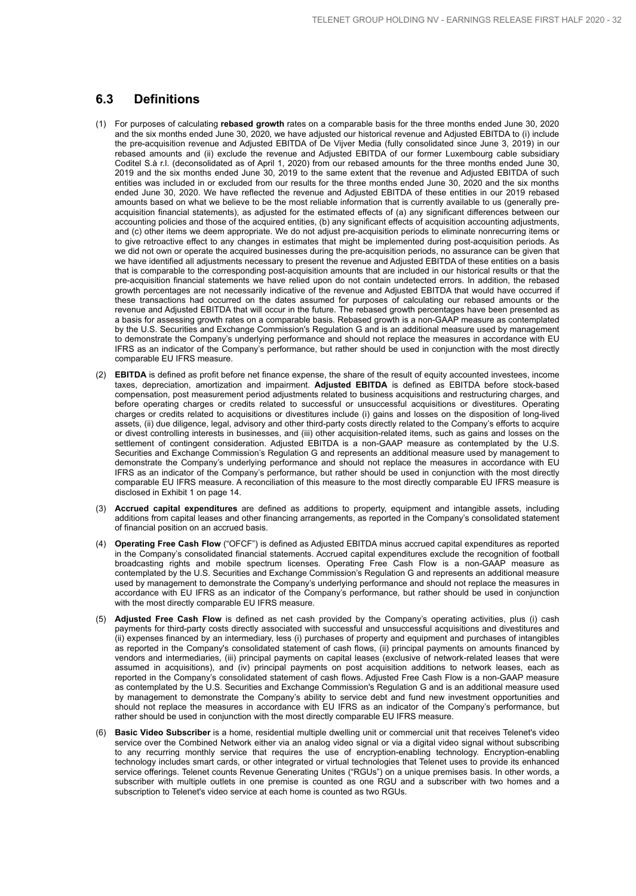## 6.3 Definitions

(1) For purposes of calculating **rebased growth** rates on a comparable basis for the three months ended June 30, 2020 and the six months ended June 30, 2020, we have adjusted our historical revenue and Adjusted EBITDA to (i) include the pre-acquisition revenue and Adjusted EBITDA of De Vijver Media (fully consolidated since June 3, 2019) in our rebased amounts and (ii) exclude the revenue and Adjusted EBITDA of our former Luxembourg cable subsidiary Coditel S.à r.l. (deconsolidated as of April 1, 2020) from our rebased amounts for the three months ended June 30, 2019 and the six months ended June 30, 2019 to the same extent that the revenue and Adjusted EBITDA of such entities was included in or excluded from our results for the three months ended June 30, 2020 and the six months ended June 30, 2020. We have reflected the revenue and Adjusted EBITDA of these entities in our 2019 rebased amounts based on what we believe to be the most reliable information that is currently available to us (generally pre-acquisition financial statements), as adjusted for the estimated effects of (a) any significant differences between our accounting policies and those of the acquired entities, (b) any significant effects of acquisition accounting adjustments, and (c) other items we deem appropriate. We do not adjust pre-acquisition periods to eliminate nonrecurring items or to give retroactive effect to any changes in estimates that might be implemented during post-acquisition periods. As we did not own or operate the acquired businesses during the pre-acquisition periods, no assurance can be given that we have identified all adjustments necessary to present the revenue and Adjusted EBITDA of these entities on a basis that is comparable to the corresponding post-acquisition amounts that are included in our historical results or that the pre-acquisition financial statements we have relied upon do not contain undetected errors. In addition, the rebased growth percentages are not necessarily indicative of the revenue and Adjusted EBITDA that would have occurred if these transactions had occurred on the dates assumed for purposes of calculating our rebased amounts or the revenue and Adjusted EBITDA that will occur in the future. The rebased growth percentages have been presented as a basis for assessing growth rates on a comparable basis. Rebased growth is a non-GAAP measure as contemplated by the U.S. Securities and Exchange Commission's Regulation G and is an additional measure used by management to demonstrate the Company's underlying performance and should not replace the measures in accordance with EU IFRS as an indicator of the Company's performance, but rather should be used in conjunction with the most directly comparable EU IFRS measure.

(2) **EBITDA** is defined as profit before net finance expense, the share of the result of equity accounted investees, income taxes, depreciation, amortization and impairment. **Adjusted EBITDA** is defined as EBITDA before stock-based compensation, post measurement period adjustments related to business acquisitions and restructuring charges, and before operating charges or credits related to successful or unsuccessful acquisitions or divestitures. Operating charges or credits related to acquisitions or divestitures include (i) gains and losses on the disposition of long-lived assets, (ii) due diligence, legal, advisory and other third-party costs directly related to the Company's efforts to acquire or divest controlling interests in businesses, and (iii) other acquisition-related items, such as gains and losses on the settlement of contingent consideration. Adjusted EBITDA is a non-GAAP measure as contemplated by the U.S. Securities and Exchange Commission's Regulation G and represents an additional measure used by management to demonstrate the Company's underlying performance and should not replace the measures in accordance with EU IFRS as an indicator of the Company's performance, but rather should be used in conjunction with the most directly comparable EU IFRS measure. A reconciliation of this measure to the most directly comparable EU IFRS measure is disclosed in Exhibit 1 on page 14.

(3) **Accrued capital expenditures** are defined as additions to property, equipment and intangible assets, including additions from capital leases and other financing arrangements, as reported in the Company's consolidated statement of financial position on an accrued basis.

(4) **Operating Free Cash Flow** ("OFCF") is defined as Adjusted EBITDA minus accrued capital expenditures as reported in the Company's consolidated financial statements. Accrued capital expenditures exclude the recognition of football broadcasting rights and mobile spectrum licenses. Operating Free Cash Flow is a non-GAAP measure as contemplated by the U.S. Securities and Exchange Commission's Regulation G and represents an additional measure used by management to demonstrate the Company's underlying performance and should not replace the measures in accordance with EU IFRS as an indicator of the Company's performance, but rather should be used in conjunction with the most directly comparable EU IFRS measure.

(5) **Adjusted Free Cash Flow** is defined as net cash provided by the Company's operating activities, plus (i) cash payments for third-party costs directly associated with successful and unsuccessful acquisitions and divestitures and (ii) expenses financed by an intermediary, less (i) purchases of property and equipment and purchases of intangibles as reported in the Company's consolidated statement of cash flows, (ii) principal payments on amounts financed by vendors and intermediaries, (iii) principal payments on capital leases (exclusive of network-related leases that were assumed in acquisitions), and (iv) principal payments on post acquisition additions to network leases, each as reported in the Company's consolidated statement of cash flows. Adjusted Free Cash Flow is a non-GAAP measure as contemplated by the U.S. Securities and Exchange Commission's Regulation G and is an additional measure used by management to demonstrate the Company's ability to service debt and fund new investment opportunities and should not replace the measures in accordance with EU IFRS as an indicator of the Company's performance, but rather should be used in conjunction with the most directly comparable EU IFRS measure.

(6) **Basic Video Subscriber** is a home, residential multiple dwelling unit or commercial unit that receives Telenet's video service over the Combined Network either via an analog video signal or via a digital video signal without subscribing to any recurring monthly service that requires the use of encryption-enabling technology. Encryption-enabling technology includes smart cards, or other integrated or virtual technologies that Telenet uses to provide its enhanced service offerings. Telenet counts Revenue Generating Unites ("RGUs") on a unique premises basis. In other words, a subscriber with multiple outlets in one premise is counted as one RGU and a subscriber with two homes and a subscription to Telenet's video service at each home is counted as two RGUs.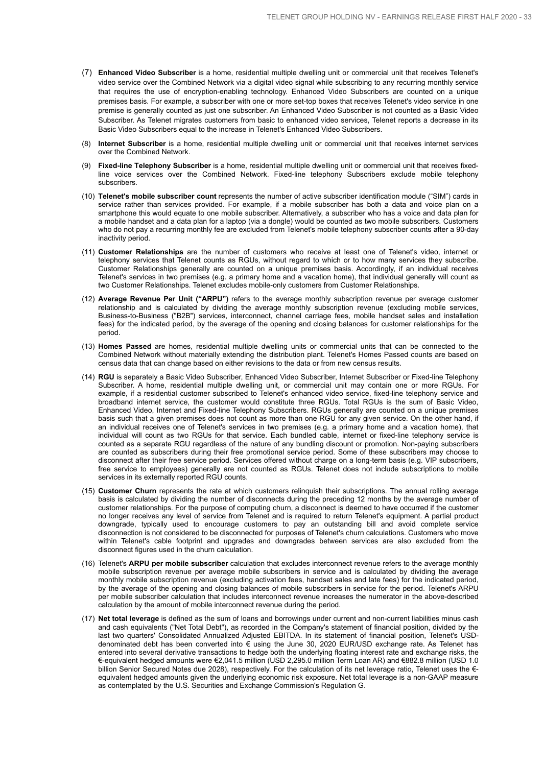(7) **Enhanced Video Subscriber** is a home, residential multiple dwelling unit or commercial unit that receives Telenet's video service over the Combined Network via a digital video signal while subscribing to any recurring monthly service that requires the use of encryption-enabling technology. Enhanced Video Subscribers are counted on a unique premises basis. For example, a subscriber with one or more set-top boxes that receives Telenet's video service in one premise is generally counted as just one subscriber. An Enhanced Video Subscriber is not counted as a Basic Video Subscriber. As Telenet migrates customers from basic to enhanced video services, Telenet reports a decrease in its Basic Video Subscribers equal to the increase in Telenet's Enhanced Video Subscribers.

(8) **Internet Subscriber** is a home, residential multiple dwelling unit or commercial unit that receives internet services over the Combined Network.

(9) **Fixed-line Telephony Subscriber** is a home, residential multiple dwelling unit or commercial unit that receives fixed-line voice services over the Combined Network. Fixed-line telephony Subscribers exclude mobile telephony subscribers.

(10) **Telenet's mobile subscriber count** represents the number of active subscriber identification module ("SIM") cards in service rather than services provided. For example, if a mobile subscriber has both a data and voice plan on a smartphone this would equate to one mobile subscriber. Alternatively, a subscriber who has a voice and data plan for a mobile handset and a data plan for a laptop (via a dongle) would be counted as two mobile subscribers. Customers who do not pay a recurring monthly fee are excluded from Telenet's mobile telephony subscriber counts after a 90-day inactivity period.

(11) **Customer Relationships** are the number of customers who receive at least one of Telenet's video, internet or telephony services that Telenet counts as RGUs, without regard to which or to how many services they subscribe. Customer Relationships generally are counted on a unique premises basis. Accordingly, if an individual receives Telenet's services in two premises (e.g. a primary home and a vacation home), that individual generally will count as two Customer Relationships. Telenet excludes mobile-only customers from Customer Relationships.

(12) **Average Revenue Per Unit ("ARPU")** refers to the average monthly subscription revenue per average customer relationship and is calculated by dividing the average monthly subscription revenue (excluding mobile services, Business-to-Business ("B2B") services, interconnect, channel carriage fees, mobile handset sales and installation fees) for the indicated period, by the average of the opening and closing balances for customer relationships for the period.

(13) **Homes Passed** are homes, residential multiple dwelling units or commercial units that can be connected to the Combined Network without materially extending the distribution plant. Telenet's Homes Passed counts are based on census data that can change based on either revisions to the data or from new census results.

(14) **RGU** is separately a Basic Video Subscriber, Enhanced Video Subscriber, Internet Subscriber or Fixed-line Telephony Subscriber. A home, residential multiple dwelling unit, or commercial unit may contain one or more RGUs. For example, if a residential customer subscribed to Telenet's enhanced video service, fixed-line telephony service and broadband internet service, the customer would constitute three RGUs. Total RGUs is the sum of Basic Video, Enhanced Video, Internet and Fixed-line Telephony Subscribers. RGUs generally are counted on a unique premises basis such that a given premises does not count as more than one RGU for any given service. On the other hand, if an individual receives one of Telenet's services in two premises (e.g. a primary home and a vacation home), that individual will count as two RGUs for that service. Each bundled cable, internet or fixed-line telephony service is counted as a separate RGU regardless of the nature of any bundling discount or promotion. Non-paying subscribers are counted as subscribers during their free promotional service period. Some of these subscribers may choose to disconnect after their free service period. Services offered without charge on a long-term basis (e.g. VIP subscribers, free service to employees) generally are not counted as RGUs. Telenet does not include subscriptions to mobile services in its externally reported RGU counts.

(15) **Customer Churn** represents the rate at which customers relinquish their subscriptions. The annual rolling average basis is calculated by dividing the number of disconnects during the preceding 12 months by the average number of customer relationships. For the purpose of computing churn, a disconnect is deemed to have occurred if the customer no longer receives any level of service from Telenet and is required to return Telenet's equipment. A partial product downgrade, typically used to encourage customers to pay an outstanding bill and avoid complete service disconnection is not considered to be disconnected for purposes of Telenet's churn calculations. Customers who move within Telenet's cable footprint and upgrades and downgrades between services are also excluded from the disconnect figures used in the churn calculation.

(16) Telenet's **ARPU per mobile subscriber** calculation that excludes interconnect revenue refers to the average monthly mobile subscription revenue per average mobile subscribers in service and is calculated by dividing the average monthly mobile subscription revenue (excluding activation fees, handset sales and late fees) for the indicated period, by the average of the opening and closing balances of mobile subscribers in service for the period. Telenet's ARPU per mobile subscriber calculation that includes interconnect revenue increases the numerator in the above-described calculation by the amount of mobile interconnect revenue during the period.

(17) **Net total leverage** is defined as the sum of loans and borrowings under current and non-current liabilities minus cash and cash equivalents ("Net Total Debt"), as recorded in the Company's statement of financial position, divided by the last two quarters' Consolidated Annualized Adjusted EBITDA. In its statement of financial position, Telenet's USD-denominated debt has been converted into € using the June 30, 2020 EUR/USD exchange rate. As Telenet has entered into several derivative transactions to hedge both the underlying floating interest rate and exchange risks, the €-equivalent hedged amounts were €2,041.5 million (USD 2,295.0 million Term Loan AR) and €882.8 million (USD 1.0 billion Senior Secured Notes due 2028), respectively. For the calculation of its net leverage ratio, Telenet uses the €-equivalent hedged amounts given the underlying economic risk exposure. Net total leverage is a non-GAAP measure as contemplated by the U.S. Securities and Exchange Commission's Regulation G.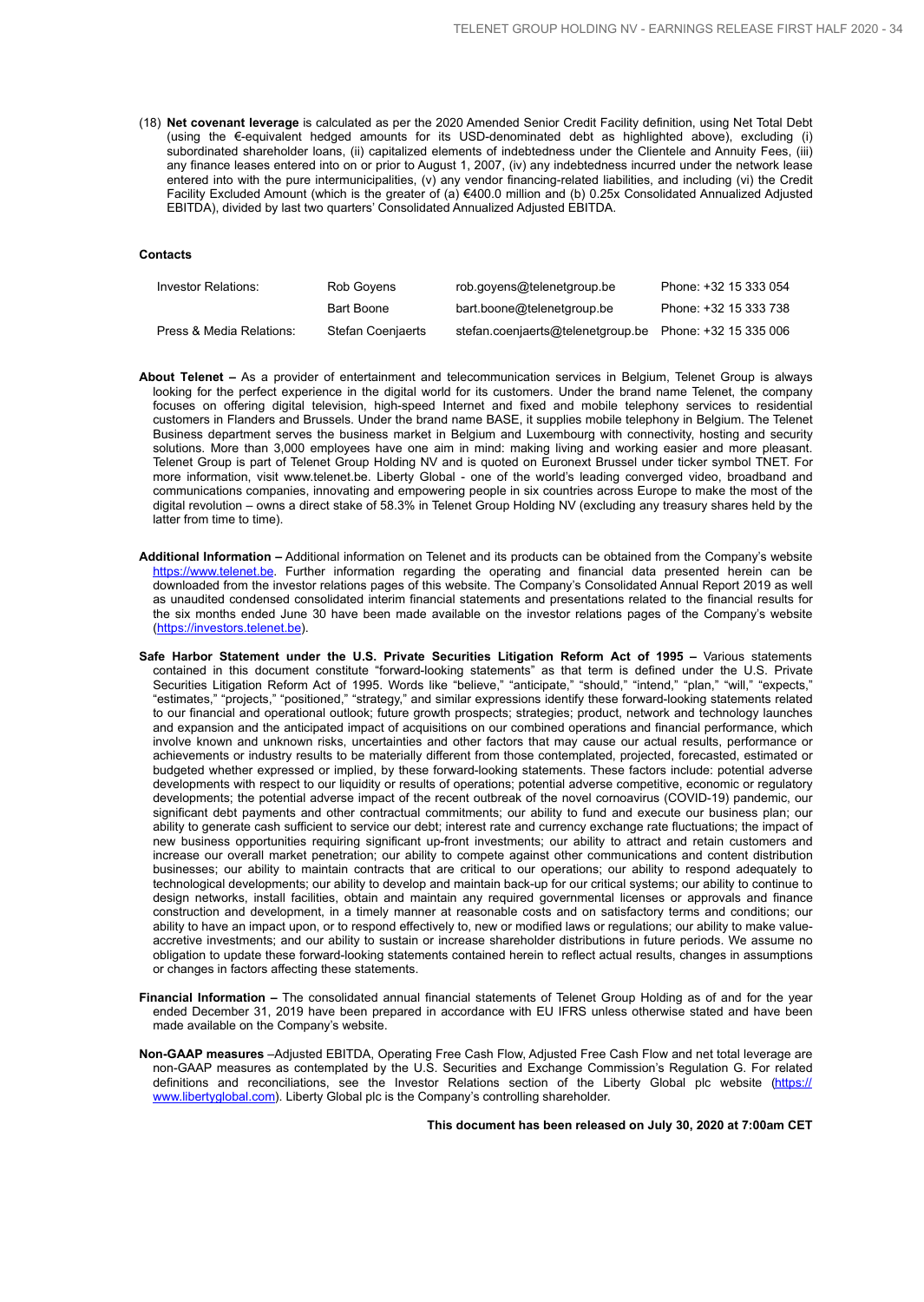(18) **Net covenant leverage** is calculated as per the 2020 Amended Senior Credit Facility definition, using Net Total Debt (using the €-equivalent hedged amounts for its USD-denominated debt as highlighted above), excluding (i) subordinated shareholder loans, (ii) capitalized elements of indebtedness under the Clientele and Annuity Fees, (iii) any finance leases entered into on or prior to August 1, 2007, (iv) any indebtedness incurred under the network lease entered into with the pure intermunicipalities, (v) any vendor financing-related liabilities, and including (vi) the Credit Facility Excluded Amount (which is the greater of (a) €400.0 million and (b) 0.25x Consolidated Annualized Adjusted EBITDA), divided by last two quarters' Consolidated Annualized Adjusted EBITDA.

**Contacts**

| | | | |
|---|---|---|---|
| Investor Relations: | Rob Goyens | rob.goyens@telenetgroup.be | Phone: +32 15 333 054 |
| | Bart Boone | bart.boone@telenetgroup.be | Phone: +32 15 333 738 |
| Press & Media Relations: | Stefan Coenjaerts | stefan.coenjaerts@telenetgroup.be | Phone: +32 15 335 006 |

**About Telenet –** As a provider of entertainment and telecommunication services in Belgium, Telenet Group is always looking for the perfect experience in the digital world for its customers. Under the brand name Telenet, the company focuses on offering digital television, high-speed Internet and fixed and mobile telephony services to residential customers in Flanders and Brussels. Under the brand name BASE, it supplies mobile telephony in Belgium. The Telenet Business department serves the business market in Belgium and Luxembourg with connectivity, hosting and security solutions. More than 3,000 employees have one aim in mind: making living and working easier and more pleasant. Telenet Group is part of Telenet Group Holding NV and is quoted on Euronext Brussel under ticker symbol TNET. For more information, visit www.telenet.be. Liberty Global - one of the world's leading converged video, broadband and communications companies, innovating and empowering people in six countries across Europe to make the most of the digital revolution – owns a direct stake of 58.3% in Telenet Group Holding NV (excluding any treasury shares held by the latter from time to time).

**Additional Information –** Additional information on Telenet and its products can be obtained from the Company's website https://www.telenet.be. Further information regarding the operating and financial data presented herein can be downloaded from the investor relations pages of this website. The Company's Consolidated Annual Report 2019 as well as unaudited condensed consolidated interim financial statements and presentations related to the financial results for the six months ended June 30 have been made available on the investor relations pages of the Company's website (https://investors.telenet.be).

**Safe Harbor Statement under the U.S. Private Securities Litigation Reform Act of 1995 –** Various statements contained in this document constitute "forward-looking statements" as that term is defined under the U.S. Private Securities Litigation Reform Act of 1995. Words like "believe," "anticipate," "should," "intend," "plan," "will," "expects," "estimates," "projects," "positioned," "strategy," and similar expressions identify these forward-looking statements related to our financial and operational outlook; future growth prospects; strategies; product, network and technology launches and expansion and the anticipated impact of acquisitions on our combined operations and financial performance, which involve known and unknown risks, uncertainties and other factors that may cause our actual results, performance or achievements or industry results to be materially different from those contemplated, projected, forecasted, estimated or budgeted whether expressed or implied, by these forward-looking statements. These factors include: potential adverse developments with respect to our liquidity or results of operations; potential adverse competitive, economic or regulatory developments; the potential adverse impact of the recent outbreak of the novel cornoavirus (COVID-19) pandemic, our significant debt payments and other contractual commitments; our ability to fund and execute our business plan; our ability to generate cash sufficient to service our debt; interest rate and currency exchange rate fluctuations; the impact of new business opportunities requiring significant up-front investments; our ability to attract and retain customers and increase our overall market penetration; our ability to compete against other communications and content distribution businesses; our ability to maintain contracts that are critical to our operations; our ability to respond adequately to technological developments; our ability to develop and maintain back-up for our critical systems; our ability to continue to design networks, install facilities, obtain and maintain any required governmental licenses or approvals and finance construction and development, in a timely manner at reasonable costs and on satisfactory terms and conditions; our ability to have an impact upon, or to respond effectively to, new or modified laws or regulations; our ability to make value-accretive investments; and our ability to sustain or increase shareholder distributions in future periods. We assume no obligation to update these forward-looking statements contained herein to reflect actual results, changes in assumptions or changes in factors affecting these statements.

**Financial Information –** The consolidated annual financial statements of Telenet Group Holding as of and for the year ended December 31, 2019 have been prepared in accordance with EU IFRS unless otherwise stated and have been made available on the Company's website.

**Non-GAAP measures** –Adjusted EBITDA, Operating Free Cash Flow, Adjusted Free Cash Flow and net total leverage are non-GAAP measures as contemplated by the U.S. Securities and Exchange Commission's Regulation G. For related definitions and reconciliations, see the Investor Relations section of the Liberty Global plc website (https://www.libertyglobal.com). Liberty Global plc is the Company's controlling shareholder.

**This document has been released on July 30, 2020 at 7:00am CET**